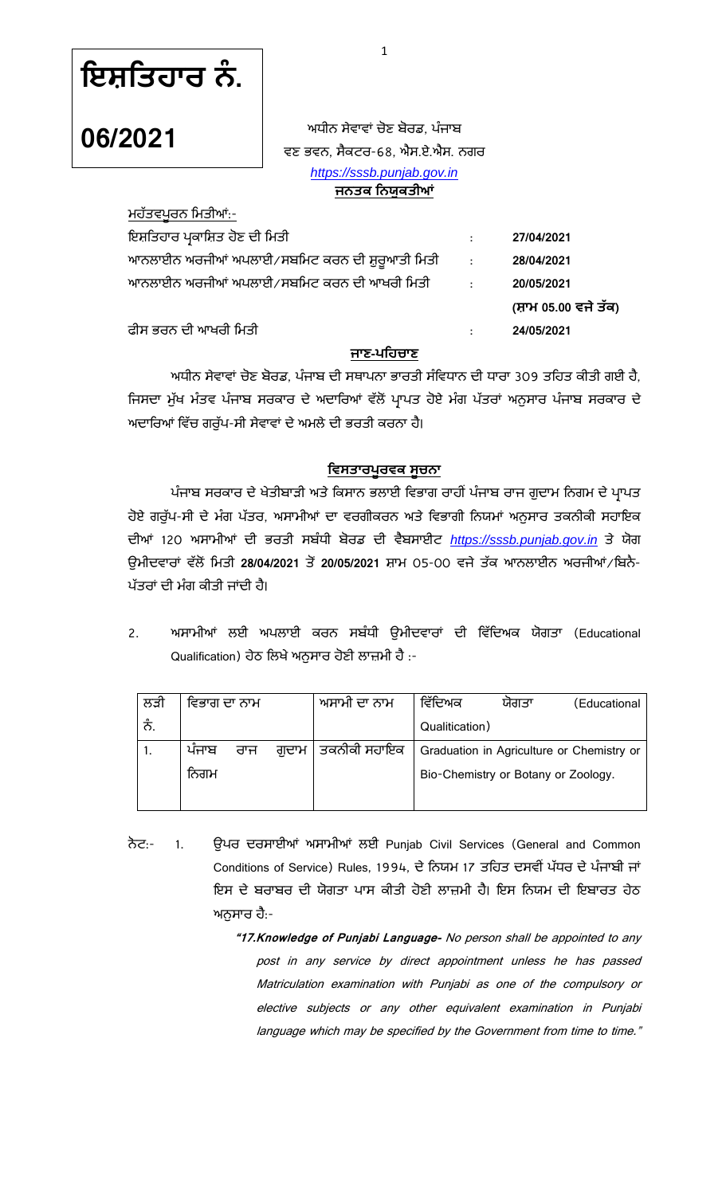# ਇਸ਼ਤਿਹਾਰ ਨੰ. 06/2021

ਅਧੀਨ ਸੇਵਾਵਾਂ ਚੋਣ ਬੋਰਡ, ਪੰਜਾਬ
ਵਣ ਭਵਨ, ਸੈਕਟਰ-68, ਐਸ.ਏ.ਐਸ. ਨਗਰ
*https://sssb.punjab.gov.in*

**ਜਨਤਕ ਨਿਯੁਕਤੀਆਂ**

ਮਹੱਤਵਪੂਰਨ ਮਿਤੀਆਂ:-

| | | |
|---|---|---|
| ਇਸ਼ਤਿਹਾਰ ਪ੍ਰਕਾਸ਼ਿਤ ਹੋਣ ਦੀ ਮਿਤੀ | : | **27/04/2021** |
| ਆਨਲਾਈਨ ਅਰਜੀਆਂ ਅਪਲਾਈ/ਸਬਮਿਟ ਕਰਨ ਦੀ ਸ਼ੁਰੂਆਤੀ ਮਿਤੀ | : | **28/04/2021** |
| ਆਨਲਾਈਨ ਅਰਜੀਆਂ ਅਪਲਾਈ/ਸਬਮਿਟ ਕਰਨ ਦੀ ਆਖਰੀ ਮਿਤੀ | : | **20/05/2021 (ਸ਼ਾਮ 05.00 ਵਜੇ ਤੱਕ)** |
| ਫੀਸ ਭਰਨ ਦੀ ਆਖਰੀ ਮਿਤੀ | : | **24/05/2021** |

**ਜਾਣ-ਪਹਿਚਾਣ**

ਅਧੀਨ ਸੇਵਾਵਾਂ ਚੋਣ ਬੋਰਡ, ਪੰਜਾਬ ਦੀ ਸਥਾਪਨਾ ਭਾਰਤੀ ਸੰਵਿਧਾਨ ਦੀ ਧਾਰਾ 309 ਤਹਿਤ ਕੀਤੀ ਗਈ ਹੈ, ਜਿਸਦਾ ਮੁੱਖ ਮੰਤਵ ਪੰਜਾਬ ਸਰਕਾਰ ਦੇ ਅਦਾਰਿਆਂ ਵੱਲੋਂ ਪ੍ਰਾਪਤ ਹੋਏ ਮੰਗ ਪੱਤਰਾਂ ਅਨੁਸਾਰ ਪੰਜਾਬ ਸਰਕਾਰ ਦੇ ਅਦਾਰਿਆਂ ਵਿੱਚ ਗਰੁੱਪ-ਸੀ ਸੇਵਾਵਾਂ ਦੇ ਅਮਲੇ ਦੀ ਭਰਤੀ ਕਰਨਾ ਹੈ।

**ਵਿਸਤਾਰਪੂਰਵਕ ਸੂਚਨਾ**

ਪੰਜਾਬ ਸਰਕਾਰ ਦੇ ਖੇਤੀਬਾੜੀ ਅਤੇ ਕਿਸਾਨ ਭਲਾਈ ਵਿਭਾਗ ਰਾਹੀਂ ਪੰਜਾਬ ਰਾਜ ਗੁਦਾਮ ਨਿਗਮ ਦੇ ਪ੍ਰਾਪਤ ਹੋਏ ਗਰੁੱਪ-ਸੀ ਦੇ ਮੰਗ ਪੱਤਰ, ਅਸਾਮੀਆਂ ਦਾ ਵਰਗੀਕਰਨ ਅਤੇ ਵਿਭਾਗੀ ਨਿਯਮਾਂ ਅਨੁਸਾਰ ਤਕਨੀਕੀ ਸਹਾਇਕ ਦੀਆਂ 120 ਅਸਾਮੀਆਂ ਦੀ ਭਰਤੀ ਸਬੰਧੀ ਬੋਰਡ ਦੀ ਵੈਬਸਾਈਟ *https://sssb.punjab.gov.in* ਤੇ ਯੋਗ ਉਮੀਦਵਾਰਾਂ ਵੱਲੋਂ ਮਿਤੀ **28/04/2021** ਤੋਂ **20/05/2021** ਸ਼ਾਮ 05-00 ਵਜੇ ਤੱਕ ਆਨਲਾਈਨ ਅਰਜੀਆਂ/ਬਿਨੈ-ਪੱਤਰਾਂ ਦੀ ਮੰਗ ਕੀਤੀ ਜਾਂਦੀ ਹੈ।

2. ਅਸਾਮੀਆਂ ਲਈ ਅਪਲਾਈ ਕਰਨ ਸਬੰਧੀ ਉਮੀਦਵਾਰਾਂ ਦੀ ਵਿੱਦਿਅਕ ਯੋਗਤਾ (Educational Qualification) ਹੇਠ ਲਿਖੇ ਅਨੁਸਾਰ ਹੋਣੀ ਲਾਜ਼ਮੀ ਹੈ :-

| ਲੜੀ ਨੰ. | ਵਿਭਾਗ ਦਾ ਨਾਮ | ਅਸਾਮੀ ਦਾ ਨਾਮ | ਵਿੱਦਿਅਕ ਯੋਗਤਾ (Educational Qualitication) |
|---|---|---|---|
| 1. | ਪੰਜਾਬ ਰਾਜ ਗੁਦਾਮ ਨਿਗਮ | ਤਕਨੀਕੀ ਸਹਾਇਕ | Graduation in Agriculture or Chemistry or Bio-Chemistry or Botany or Zoology. |

ਨੋਟ:- 1. ਉਪਰ ਦਰਸਾਈਆਂ ਅਸਾਮੀਆਂ ਲਈ Punjab Civil Services (General and Common Conditions of Service) Rules, 1994, ਦੇ ਨਿਯਮ 17 ਤਹਿਤ ਦਸਵੀਂ ਪੱਧਰ ਦੇ ਪੰਜਾਬੀ ਜਾਂ ਇਸ ਦੇ ਬਰਾਬਰ ਦੀ ਯੋਗਤਾ ਪਾਸ ਕੀਤੀ ਹੋਣੀ ਲਾਜ਼ਮੀ ਹੈ। ਇਸ ਨਿਯਮ ਦੀ ਇਬਾਰਤ ਹੇਠ ਅਨੁਸਾਰ ਹੈ:-

> ***"17.Knowledge of Punjabi Language-*** *No person shall be appointed to any post in any service by direct appointment unless he has passed Matriculation examination with Punjabi as one of the compulsory or elective subjects or any other equivalent examination in Punjabi language which may be specified by the Government from time to time."*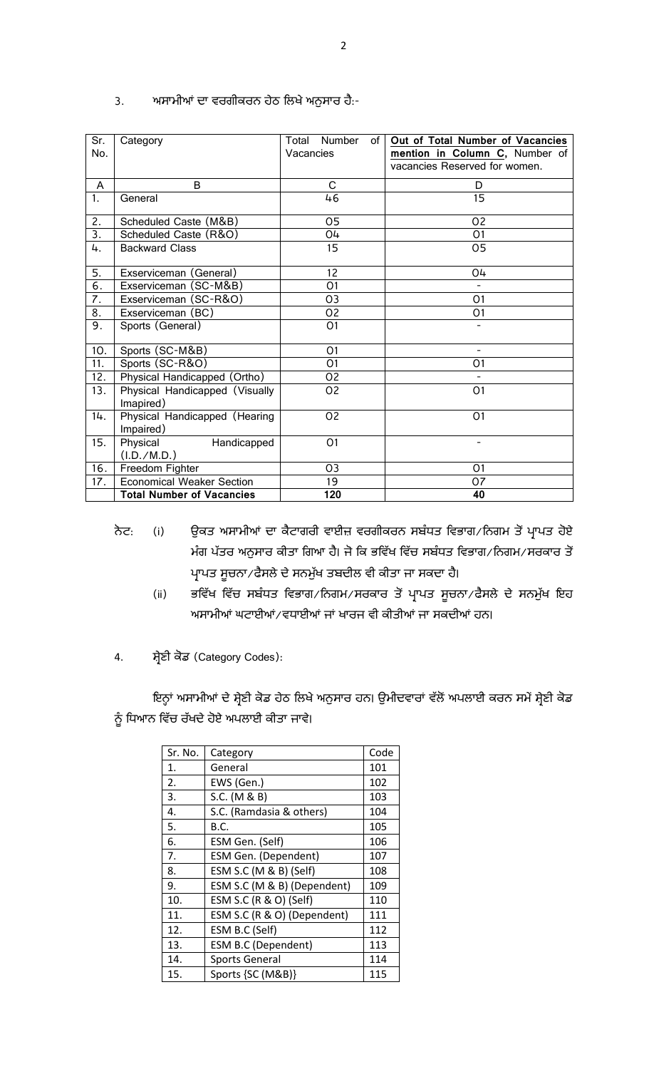3. ਅਸਾਮੀਆਂ ਦਾ ਵਰਗੀਕਰਨ ਹੇਠ ਲਿਖੇ ਅਨੁਸਾਰ ਹੈ:-

| Sr. No. | Category | Total Number of Vacancies | **Out of Total Number of Vacancies mention in Column C,** Number of vacancies Reserved for women. |
|---|---|---|---|
| A | B | C | D |
| 1. | General | 46 | 15 |
| 2. | Scheduled Caste (M&B) | 05 | 02 |
| 3. | Scheduled Caste (R&O) | 04 | 01 |
| 4. | Backward Class | 15 | 05 |
| 5. | Exserviceman (General) | 12 | 04 |
| 6. | Exserviceman (SC-M&B) | 01 | - |
| 7. | Exserviceman (SC-R&O) | 03 | 01 |
| 8. | Exserviceman (BC) | 02 | 01 |
| 9. | Sports (General) | 01 | - |
| 10. | Sports (SC-M&B) | 01 | - |
| 11. | Sports (SC-R&O) | 01 | 01 |
| 12. | Physical Handicapped (Ortho) | 02 | - |
| 13. | Physical Handicapped (Visually Imapired) | 02 | 01 |
| 14. | Physical Handicapped (Hearing Impaired) | 02 | 01 |
| 15. | Physical Handicapped (I.D./M.D.) | 01 | - |
| 16. | Freedom Fighter | 03 | 01 |
| 17. | Economical Weaker Section | 19 | 07 |
| | **Total Number of Vacancies** | **120** | **40** |

ਨੋਟ: (i) ਉਕਤ ਅਸਾਮੀਆਂ ਦਾ ਕੈਟਾਗਰੀ ਵਾਈਜ਼ ਵਰਗੀਕਰਨ ਸਬੰਧਤ ਵਿਭਾਗ/ਨਿਗਮ ਤੋਂ ਪ੍ਰਾਪਤ ਹੋਏ ਮੰਗ ਪੱਤਰ ਅਨੁਸਾਰ ਕੀਤਾ ਗਿਆ ਹੈ। ਜੋ ਕਿ ਭਵਿੱਖ ਵਿੱਚ ਸਬੰਧਤ ਵਿਭਾਗ/ਨਿਗਮ/ਸਰਕਾਰ ਤੋਂ ਪ੍ਰਾਪਤ ਸੂਚਨਾ/ਫੈਸਲੇ ਦੇ ਸਨਮੁੱਖ ਤਬਦੀਲ ਵੀ ਕੀਤਾ ਜਾ ਸਕਦਾ ਹੈ।

(ii) ਭਵਿੱਖ ਵਿੱਚ ਸਬੰਧਤ ਵਿਭਾਗ/ਨਿਗਮ/ਸਰਕਾਰ ਤੋਂ ਪ੍ਰਾਪਤ ਸੂਚਨਾ/ਫੈਸਲੇ ਦੇ ਸਨਮੁੱਖ ਇਹ ਅਸਾਮੀਆਂ ਘਟਾਈਆਂ/ਵਧਾਈਆਂ ਜਾਂ ਖਾਰਜ ਵੀ ਕੀਤੀਆਂ ਜਾ ਸਕਦੀਆਂ ਹਨ।

4. ਸ਼੍ਰੇਣੀ ਕੋਡ (Category Codes):

ਇਨ੍ਹਾਂ ਅਸਾਮੀਆਂ ਦੇ ਸ਼੍ਰੇਣੀ ਕੋਡ ਹੇਠ ਲਿਖੇ ਅਨੁਸਾਰ ਹਨ। ਉਮੀਦਵਾਰਾਂ ਵੱਲੋਂ ਅਪਲਾਈ ਕਰਨ ਸਮੇਂ ਸ਼੍ਰੇਣੀ ਕੋਡ ਨੂੰ ਧਿਆਨ ਵਿੱਚ ਰੱਖਦੇ ਹੋਏ ਅਪਲਾਈ ਕੀਤਾ ਜਾਵੇ।

| Sr. No. | Category | Code |
|---|---|---|
| 1. | General | 101 |
| 2. | EWS (Gen.) | 102 |
| 3. | S.C. (M & B) | 103 |
| 4. | S.C. (Ramdasia & others) | 104 |
| 5. | B.C. | 105 |
| 6. | ESM Gen. (Self) | 106 |
| 7. | ESM Gen. (Dependent) | 107 |
| 8. | ESM S.C (M & B) (Self) | 108 |
| 9. | ESM S.C (M & B) (Dependent) | 109 |
| 10. | ESM S.C (R & O) (Self) | 110 |
| 11. | ESM S.C (R & O) (Dependent) | 111 |
| 12. | ESM B.C (Self) | 112 |
| 13. | ESM B.C (Dependent) | 113 |
| 14. | Sports General | 114 |
| 15. | Sports {SC (M&B)} | 115 |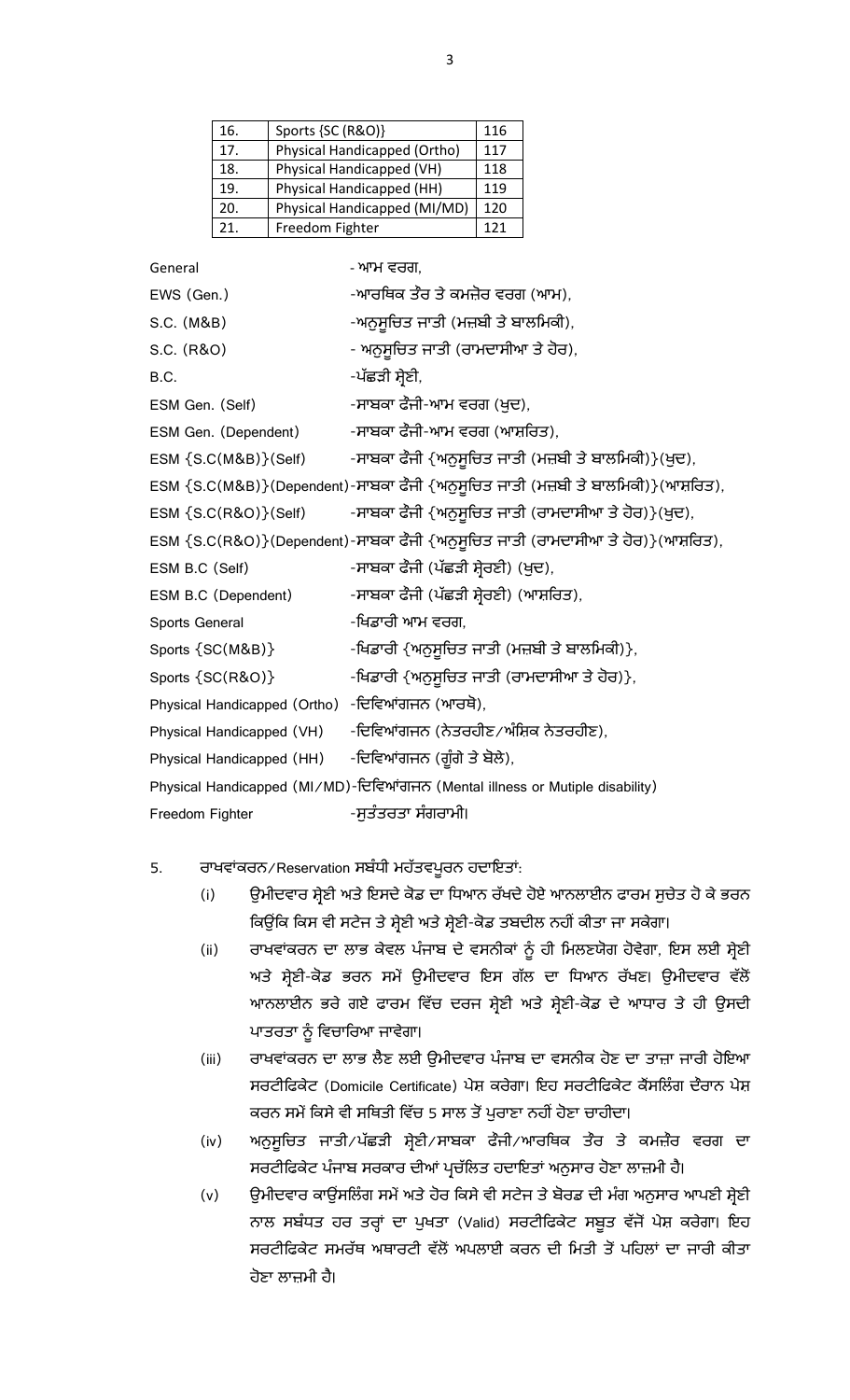| 16. | Sports {SC (R&O)} | 116 |
|---|---|---|
| 17. | Physical Handicapped (Ortho) | 117 |
| 18. | Physical Handicapped (VH) | 118 |
| 19. | Physical Handicapped (HH) | 119 |
| 20. | Physical Handicapped (MI/MD) | 120 |
| 21. | Freedom Fighter | 121 |

General - ਆਮ ਵਰਗ,

EWS (Gen.) -ਆਰਥਿਕ ਤੌਰ ਤੇ ਕਮਜ਼ੋਰ ਵਰਗ (ਆਮ),

S.C. (M&B) -ਅਨੁਸੂਚਿਤ ਜਾਤੀ (ਮਜ਼ਬੀ ਤੇ ਬਾਲਮਿਕੀ),

S.C. (R&O) - ਅਨੁਸੂਚਿਤ ਜਾਤੀ (ਰਾਮਦਾਸੀਆ ਤੇ ਹੋਰ),

B.C. -ਪੱਛੜੀ ਸ਼੍ਰੇਣੀ,

ESM Gen. (Self) -ਸਾਬਕਾ ਫੌਜੀ-ਆਮ ਵਰਗ (ਖੁਦ),

ESM Gen. (Dependent) -ਸਾਬਕਾ ਫੌਜੀ-ਆਮ ਵਰਗ (ਆਸ਼ਰਿਤ),

ESM {S.C(M&B)}(Self) -ਸਾਬਕਾ ਫੌਜੀ {ਅਨੁਸੂਚਿਤ ਜਾਤੀ (ਮਜ਼ਬੀ ਤੇ ਬਾਲਮਿਕੀ)}(ਖੁਦ),

ESM {S.C(M&B)}(Dependent)-ਸਾਬਕਾ ਫੌਜੀ {ਅਨੁਸੂਚਿਤ ਜਾਤੀ (ਮਜ਼ਬੀ ਤੇ ਬਾਲਮਿਕੀ)}(ਆਸ਼ਰਿਤ),

ESM {S.C(R&O)}(Self) -ਸਾਬਕਾ ਫੌਜੀ {ਅਨੁਸੂਚਿਤ ਜਾਤੀ (ਰਾਮਦਾਸੀਆ ਤੇ ਹੋਰ)}(ਖੁਦ),

ESM {S.C(R&O)}(Dependent)-ਸਾਬਕਾ ਫੌਜੀ {ਅਨੁਸੂਚਿਤ ਜਾਤੀ (ਰਾਮਦਾਸੀਆ ਤੇ ਹੋਰ)}(ਆਸ਼ਰਿਤ),

ESM B.C (Self) -ਸਾਬਕਾ ਫੌਜੀ (ਪੱਛੜੀ ਸ਼੍ਰੇਣੀ) (ਖੁਦ),

ESM B.C (Dependent) -ਸਾਬਕਾ ਫੌਜੀ (ਪੱਛੜੀ ਸ਼੍ਰੇਣੀ) (ਆਸ਼ਰਿਤ),

Sports General -ਖਿਡਾਰੀ ਆਮ ਵਰਗ,

Sports {SC(M&B)} -ਖਿਡਾਰੀ {ਅਨੁਸੂਚਿਤ ਜਾਤੀ (ਮਜ਼ਬੀ ਤੇ ਬਾਲਮਿਕੀ)},

Sports {SC(R&O)} -ਖਿਡਾਰੀ {ਅਨੁਸੂਚਿਤ ਜਾਤੀ (ਰਾਮਦਾਸੀਆ ਤੇ ਹੋਰ)},

Physical Handicapped (Ortho) -ਦਿਵਿਆਂਗਜਨ (ਆਰਥੋ),

Physical Handicapped (VH) -ਦਿਵਿਆਂਗਜਨ (ਨੇਤਰਹੀਣ/ਅੰਸ਼ਿਕ ਨੇਤਰਹੀਣ),

Physical Handicapped (HH) -ਦਿਵਿਆਂਗਜਨ (ਗੂੰਗੇ ਤੇ ਬੋਲੇ),

Physical Handicapped (MI/MD)-ਦਿਵਿਆਂਗਜਨ (Mental illness or Mutiple disability)

Freedom Fighter -ਸੁਤੰਤਰਤਾ ਸੰਗਰਾਮੀ।

5. ਰਾਖਵਾਂਕਰਨ/Reservation ਸਬੰਧੀ ਮਹੱਤਵਪੂਰਨ ਹਦਾਇਤਾਂ:

   (i) ਉਮੀਦਵਾਰ ਸ਼੍ਰੇਣੀ ਅਤੇ ਇਸਦੇ ਕੋਡ ਦਾ ਧਿਆਨ ਰੱਖਦੇ ਹੋਏ ਆਨਲਾਈਨ ਫਾਰਮ ਸੁਚੇਤ ਹੋ ਕੇ ਭਰਨ ਕਿਉਂਕਿ ਕਿਸ ਵੀ ਸਟੇਜ ਤੇ ਸ਼੍ਰੇਣੀ ਅਤੇ ਸ਼੍ਰੇਣੀ-ਕੋਡ ਤਬਦੀਲ ਨਹੀਂ ਕੀਤਾ ਜਾ ਸਕੇਗਾ।

   (ii) ਰਾਖਵਾਂਕਰਨ ਦਾ ਲਾਭ ਕੇਵਲ ਪੰਜਾਬ ਦੇ ਵਸਨੀਕਾਂ ਨੂੰ ਹੀ ਮਿਲਣਯੋਗ ਹੋਵੇਗਾ, ਇਸ ਲਈ ਸ਼੍ਰੇਣੀ ਅਤੇ ਸ਼੍ਰੇਣੀ-ਕੋਡ ਭਰਨ ਸਮੇਂ ਉਮੀਦਵਾਰ ਇਸ ਗੱਲ ਦਾ ਧਿਆਨ ਰੱਖਣ। ਉਮੀਦਵਾਰ ਵੱਲੋਂ ਆਨਲਾਈਨ ਭਰੇ ਗਏ ਫਾਰਮ ਵਿੱਚ ਦਰਜ ਸ਼੍ਰੇਣੀ ਅਤੇ ਸ਼੍ਰੇਣੀ-ਕੋਡ ਦੇ ਆਧਾਰ ਤੇ ਹੀ ਉਸਦੀ ਪਾਤਰਤਾ ਨੂੰ ਵਿਚਾਰਿਆ ਜਾਵੇਗਾ।

   (iii) ਰਾਖਵਾਂਕਰਨ ਦਾ ਲਾਭ ਲੈਣ ਲਈ ਉਮੀਦਵਾਰ ਪੰਜਾਬ ਦਾ ਵਸਨੀਕ ਹੋਣ ਦਾ ਤਾਜ਼ਾ ਜਾਰੀ ਹੋਇਆ ਸਰਟੀਫਿਕੇਟ (Domicile Certificate) ਪੇਸ਼ ਕਰੇਗਾ। ਇਹ ਸਰਟੀਫਿਕੇਟ ਕੌਂਸਲਿੰਗ ਦੌਰਾਨ ਪੇਸ਼ ਕਰਨ ਸਮੇਂ ਕਿਸੇ ਵੀ ਸਥਿਤੀ ਵਿੱਚ 5 ਸਾਲ ਤੋਂ ਪੁਰਾਣਾ ਨਹੀਂ ਹੋਣਾ ਚਾਹੀਦਾ।

   (iv) ਅਨੁਸੂਚਿਤ ਜਾਤੀ/ਪੱਛੜੀ ਸ਼੍ਰੇਣੀ/ਸਾਬਕਾ ਫੌਜੀ/ਆਰਥਿਕ ਤੌਰ ਤੇ ਕਮਜ਼ੋਰ ਵਰਗ ਦਾ ਸਰਟੀਫਿਕੇਟ ਪੰਜਾਬ ਸਰਕਾਰ ਦੀਆਂ ਪ੍ਰਚੱਲਿਤ ਹਦਾਇਤਾਂ ਅਨੁਸਾਰ ਹੋਣਾ ਲਾਜ਼ਮੀ ਹੈ।

   (v) ਉਮੀਦਵਾਰ ਕਾਉਂਸਲਿੰਗ ਸਮੇਂ ਅਤੇ ਹੋਰ ਕਿਸੇ ਵੀ ਸਟੇਜ ਤੇ ਬੋਰਡ ਦੀ ਮੰਗ ਅਨੁਸਾਰ ਆਪਣੀ ਸ਼੍ਰੇਣੀ ਨਾਲ ਸਬੰਧਤ ਹਰ ਤਰ੍ਹਾਂ ਦਾ ਪੁਖਤਾ (Valid) ਸਰਟੀਫਿਕੇਟ ਸਬੂਤ ਵੱਜੋਂ ਪੇਸ਼ ਕਰੇਗਾ। ਇਹ ਸਰਟੀਫਿਕੇਟ ਸਮਰੱਥ ਅਥਾਰਟੀ ਵੱਲੋਂ ਅਪਲਾਈ ਕਰਨ ਦੀ ਮਿਤੀ ਤੋਂ ਪਹਿਲਾਂ ਦਾ ਜਾਰੀ ਕੀਤਾ ਹੋਣਾ ਲਾਜ਼ਮੀ ਹੈ।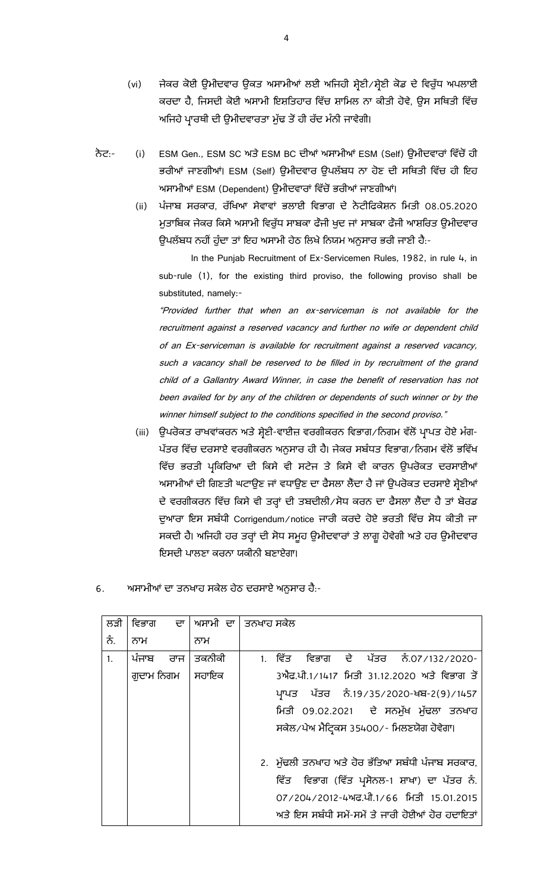(vi) ਜੇਕਰ ਕੋਈ ਉਮੀਦਵਾਰ ਉਕਤ ਅਸਾਮੀਆਂ ਲਈ ਅਜਿਹੀ ਸ਼੍ਰੇਣੀ/ਸ਼੍ਰੇਣੀ ਕੋਡ ਦੇ ਵਿਰੁੱਧ ਅਪਲਾਈ ਕਰਦਾ ਹੈ, ਜਿਸਦੀ ਕੋਈ ਅਸਾਮੀ ਇਸ਼ਤਿਹਾਰ ਵਿੱਚ ਸ਼ਾਮਿਲ ਨਾ ਕੀਤੀ ਹੋਵੇ, ਉਸ ਸਥਿਤੀ ਵਿੱਚ ਅਜਿਹੇ ਪ੍ਰਾਰਥੀ ਦੀ ਉਮੀਦਵਾਰਤਾ ਮੁੱਢ ਤੋਂ ਹੀ ਰੱਦ ਮੰਨੀ ਜਾਵੇਗੀ।

ਨੋਟ:-

(i) ESM Gen., ESM SC ਅਤੇ ESM BC ਦੀਆਂ ਅਸਾਮੀਆਂ ESM (Self) ਉਮੀਦਵਾਰਾਂ ਵਿੱਚੋਂ ਹੀ ਭਰੀਆਂ ਜਾਣਗੀਆਂ। ESM (Self) ਉਮੀਦਵਾਰ ਉਪਲੱਬਧ ਨਾ ਹੋਣ ਦੀ ਸਥਿਤੀ ਵਿੱਚ ਹੀ ਇਹ ਅਸਾਮੀਆਂ ESM (Dependent) ਉਮੀਦਵਾਰਾਂ ਵਿੱਚੋਂ ਭਰੀਆਂ ਜਾਣਗੀਆਂ।

(ii) ਪੰਜਾਬ ਸਰਕਾਰ, ਰੱਖਿਆ ਸੇਵਾਵਾਂ ਭਲਾਈ ਵਿਭਾਗ ਦੇ ਨੋਟੀਫਿਕੇਸ਼ਨ ਮਿਤੀ 08.05.2020 ਮੁਤਾਬਿਕ ਜੇਕਰ ਕਿਸੇ ਅਸਾਮੀ ਵਿਰੁੱਧ ਸਾਬਕਾ ਫੌਜੀ ਖੁਦ ਜਾਂ ਸਾਬਕਾ ਫੌਜੀ ਆਸ਼ਰਿਤ ਉਮੀਦਵਾਰ ਉਪਲੱਬਧ ਨਹੀਂ ਹੁੰਦਾ ਤਾਂ ਇਹ ਅਸਾਮੀ ਹੇਠ ਲਿਖੇ ਨਿਯਮ ਅਨੁਸਾਰ ਭਰੀ ਜਾਣੀ ਹੈ:-

In the Punjab Recruitment of Ex-Servicemen Rules, 1982, in rule 4, in sub-rule (1), for the existing third proviso, the following proviso shall be substituted, namely:-

*"Provided further that when an ex-serviceman is not available for the recruitment against a reserved vacancy and further no wife or dependent child of an Ex-serviceman is available for recruitment against a reserved vacancy, such a vacancy shall be reserved to be filled in by recruitment of the grand child of a Gallantry Award Winner, in case the benefit of reservation has not been availed for by any of the children or dependents of such winner or by the winner himself subject to the conditions specified in the second proviso."*

(iii) ਉਪਰੋਕਤ ਰਾਖਵਾਂਕਰਨ ਅਤੇ ਸ਼੍ਰੇਣੀ-ਵਾਈਜ਼ ਵਰਗੀਕਰਨ ਵਿਭਾਗ/ਨਿਗਮ ਵੱਲੋਂ ਪ੍ਰਾਪਤ ਹੋਏ ਮੰਗ-ਪੱਤਰ ਵਿੱਚ ਦਰਸਾਏ ਵਰਗੀਕਰਨ ਅਨੁਸਾਰ ਹੀ ਹੈ। ਜੇਕਰ ਸਬੰਧਤ ਵਿਭਾਗ/ਨਿਗਮ ਵੱਲੋਂ ਭਵਿੱਖ ਵਿੱਚ ਭਰਤੀ ਪ੍ਰਕਿਰਿਆ ਦੀ ਕਿਸੇ ਵੀ ਸਟੇਜ ਤੇ ਕਿਸੇ ਵੀ ਕਾਰਨ ਉਪਰੋਕਤ ਦਰਸਾਈਆਂ ਅਸਾਮੀਆਂ ਦੀ ਗਿਣਤੀ ਘਟਾਉਣ ਜਾਂ ਵਧਾਉਣ ਦਾ ਫੈਸਲਾ ਲੈਂਦਾ ਹੈ ਜਾਂ ਉਪਰੋਕਤ ਦਰਸਾਏ ਸ਼੍ਰੇਣੀਆਂ ਦੇ ਵਰਗੀਕਰਨ ਵਿੱਚ ਕਿਸੇ ਵੀ ਤਰ੍ਹਾਂ ਦੀ ਤਬਦੀਲੀ/ਸੋਧ ਕਰਨ ਦਾ ਫੈਸਲਾ ਲੈਂਦਾ ਹੈ ਤਾਂ ਬੋਰਡ ਦੁਆਰਾ ਇਸ ਸਬੰਧੀ Corrigendum/notice ਜਾਰੀ ਕਰਦੇ ਹੋਏ ਭਰਤੀ ਵਿੱਚ ਸੋਧ ਕੀਤੀ ਜਾ ਸਕਦੀ ਹੈ। ਅਜਿਹੀ ਹਰ ਤਰ੍ਹਾਂ ਦੀ ਸੋਧ ਸਮੂਹ ਉਮੀਦਵਾਰਾਂ ਤੇ ਲਾਗੂ ਹੋਵੇਗੀ ਅਤੇ ਹਰ ਉਮੀਦਵਾਰ ਇਸਦੀ ਪਾਲਣਾ ਕਰਨਾ ਯਕੀਨੀ ਬਣਾਏਗਾ।

6. ਅਸਾਮੀਆਂ ਦਾ ਤਨਖਾਹ ਸਕੇਲ ਹੇਠ ਦਰਸਾਏ ਅਨੁਸਾਰ ਹੈ:-

| ਲੜੀ ਨੰ. | ਵਿਭਾਗ ਦਾ ਨਾਮ | ਅਸਾਮੀ ਦਾ ਨਾਮ | ਤਨਖਾਹ ਸਕੇਲ |
|---|---|---|---|
| 1. | ਪੰਜਾਬ ਰਾਜ ਗੁਦਾਮ ਨਿਗਮ | ਤਕਨੀਕੀ ਸਹਾਇਕ | 1. ਵਿੱਤ ਵਿਭਾਗ ਦੇ ਪੱਤਰ ਨੰ.07/132/2020-3ਐਫ.ਪੀ.1/1417 ਮਿਤੀ 31.12.2020 ਅਤੇ ਵਿਭਾਗ ਤੋਂ ਪ੍ਰਾਪਤ ਪੱਤਰ ਨੰ.19/35/2020-ਖਬ-2(9)/1457 ਮਿਤੀ 09.02.2021 ਦੇ ਸਨਮੁੱਖ ਮੁੱਢਲਾ ਤਨਖਾਹ ਸਕੇਲ/ਪੇਅ ਮੈਟ੍ਰਿਕਸ 35400/- ਮਿਲਣਯੋਗ ਹੋਵੇਗਾ।<br><br>2. ਮੁੱਢਲੀ ਤਨਖਾਹ ਅਤੇ ਹੋਰ ਭੱਤਿਆ ਸਬੰਧੀ ਪੰਜਾਬ ਸਰਕਾਰ, ਵਿੱਤ ਵਿਭਾਗ (ਵਿੱਤ ਪ੍ਰਸੋਨਲ-1 ਸ਼ਾਖਾ) ਦਾ ਪੱਤਰ ਨੰ. 07/204/2012-4ਅਫ.ਪੀ.1/66 ਮਿਤੀ 15.01.2015 ਅਤੇ ਇਸ ਸਬੰਧੀ ਸਮੇਂ-ਸਮੇਂ ਤੇ ਜਾਰੀ ਹੋਈਆਂ ਹੋਰ ਹਦਾਇਤਾਂ |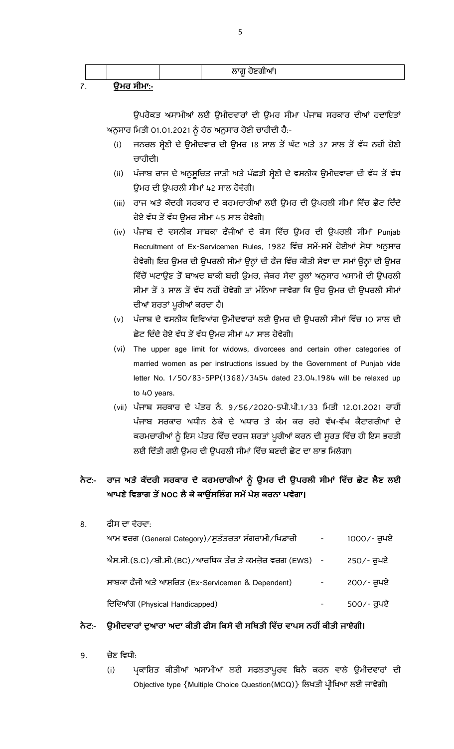| | | | ਲਾਗੂ ਹੋਣਗੀਆਂ। |
|---|---|---|---|

7. **ਉਮਰ ਸੀਮਾ:-**

ਉਪਰੋਕਤ ਅਸਾਮੀਆਂ ਲਈ ਉਮੀਦਵਾਰਾਂ ਦੀ ਉਮਰ ਸੀਮਾ ਪੰਜਾਬ ਸਰਕਾਰ ਦੀਆਂ ਹਦਾਇਤਾਂ ਅਨੁਸਾਰ ਮਿਤੀ 01.01.2021 ਨੂੰ ਹੇਠ ਅਨੁਸਾਰ ਹੋਣੀ ਚਾਹੀਦੀ ਹੈ:-

(i) ਜਨਰਲ ਸ਼੍ਰੇਣੀ ਦੇ ਉਮੀਦਵਾਰ ਦੀ ਉਮਰ 18 ਸਾਲ ਤੋਂ ਘੱਟ ਅਤੇ 37 ਸਾਲ ਤੋਂ ਵੱਧ ਨਹੀਂ ਹੋਣੀ ਚਾਹੀਦੀ।

(ii) ਪੰਜਾਬ ਰਾਜ ਦੇ ਅਨੁਸੂਚਿਤ ਜਾਤੀ ਅਤੇ ਪੱਛੜੀ ਸ਼੍ਰੇਣੀ ਦੇ ਵਸਨੀਕ ਉਮੀਦਵਾਰਾਂ ਦੀ ਵੱਧ ਤੋਂ ਵੱਧ ਉਮਰ ਦੀ ਉਪਰਲੀ ਸੀਮਾਂ 42 ਸਾਲ ਹੋਵੇਗੀ।

(iii) ਰਾਜ ਅਤੇ ਕੇਂਦਰੀ ਸਰਕਾਰ ਦੇ ਕਰਮਚਾਰੀਆਂ ਲਈ ਉਮਰ ਦੀ ਉਪਰਲੀ ਸੀਮਾਂ ਵਿੱਚ ਛੋਟ ਦਿੰਦੇ ਹੋਏ ਵੱਧ ਤੋਂ ਵੱਧ ਉਮਰ ਸੀਮਾਂ 45 ਸਾਲ ਹੋਵੇਗੀ।

(iv) ਪੰਜਾਬ ਦੇ ਵਸਨੀਕ ਸਾਬਕਾ ਫੌਜੀਆਂ ਦੇ ਕੇਸ ਵਿੱਚ ਉਮਰ ਦੀ ਉਪਰਲੀ ਸੀਮਾਂ Punjab Recruitment of Ex-Servicemen Rules, 1982 ਵਿੱਚ ਸਮੇਂ-ਸਮੇਂ ਹੋਈਆਂ ਸੋਧਾਂ ਅਨੁਸਾਰ ਹੋਵੇਗੀ। ਇਹ ਉਮਰ ਦੀ ਉਪਰਲੀ ਸੀਮਾਂ ਉਨ੍ਹਾਂ ਦੀ ਫੌਜ ਵਿੱਚ ਕੀਤੀ ਸੇਵਾ ਦਾ ਸਮਾਂ ਉਨ੍ਹਾਂ ਦੀ ਉਮਰ ਵਿੱਚੋਂ ਘਟਾਉਣ ਤੋਂ ਬਾਅਦ ਬਾਕੀ ਬਚੀ ਉਮਰ, ਜੇਕਰ ਸੇਵਾ ਰੂਲਾਂ ਅਨੁਸਾਰ ਅਸਾਮੀ ਦੀ ਉਪਰਲੀ ਸੀਮਾ ਤੋਂ 3 ਸਾਲ ਤੋਂ ਵੱਧ ਨਹੀਂ ਹੋਵੇਗੀ ਤਾਂ ਮੰਨਿਆ ਜਾਵੇਗਾ ਕਿ ਉਹ ਉਮਰ ਦੀ ਉਪਰਲੀ ਸੀਮਾਂ ਦੀਆਂ ਸ਼ਰਤਾਂ ਪੂਰੀਆਂ ਕਰਦਾ ਹੈ।

(v) ਪੰਜਾਬ ਦੇ ਵਸਨੀਕ ਦਿਵਿਆਂਗ ਉਮੀਦਵਾਰਾਂ ਲਈ ਉਮਰ ਦੀ ਉਪਰਲੀ ਸੀਮਾਂ ਵਿੱਚ 10 ਸਾਲ ਦੀ ਛੋਟ ਦਿੰਦੇ ਹੋਏ ਵੱਧ ਤੋਂ ਵੱਧ ਉਮਰ ਸੀਮਾਂ 47 ਸਾਲ ਹੋਵੇਗੀ।

(vi) The upper age limit for widows, divorcees and certain other categories of married women as per instructions issued by the Government of Punjab vide letter No. 1/50/83-5PP(1368)/3454 dated 23.04.1984 will be relaxed up to 40 years.

(vii) ਪੰਜਾਬ ਸਰਕਾਰ ਦੇ ਪੱਤਰ ਨੰ. 9/56/2020-5ਪੀ.ਪੀ.1/33 ਮਿਤੀ 12.01.2021 ਰਾਹੀਂ ਪੰਜਾਬ ਸਰਕਾਰ ਅਧੀਨ ਠੇਕੇ ਦੇ ਅਧਾਰ ਤੇ ਕੰਮ ਕਰ ਰਹੇ ਵੱਖ-ਵੱਖ ਕੈਟਾਗਰੀਆਂ ਦੇ ਕਰਮਚਾਰੀਆਂ ਨੂੰ ਇਸ ਪੱਤਰ ਵਿੱਚ ਦਰਜ ਸ਼ਰਤਾਂ ਪੂਰੀਆਂ ਕਰਨ ਦੀ ਸੂਰਤ ਵਿੱਚ ਹੀ ਇਸ ਭਰਤੀ ਲਈ ਦਿੱਤੀ ਗਈ ਉਮਰ ਦੀ ਉਪਰਲੀ ਸੀਮਾਂ ਵਿੱਚ ਬਣਦੀ ਛੋਟ ਦਾ ਲਾਭ ਮਿਲੇਗਾ।

**ਨੋਟ:- ਰਾਜ ਅਤੇ ਕੇਂਦਰੀ ਸਰਕਾਰ ਦੇ ਕਰਮਚਾਰੀਆਂ ਨੂੰ ਉਮਰ ਦੀ ਉਪਰਲੀ ਸੀਮਾਂ ਵਿੱਚ ਛੋਟ ਲੈਣ ਲਈ ਆਪਣੇ ਵਿਭਾਗ ਤੋਂ NOC ਲੈ ਕੇ ਕਾਉਂਸਲਿੰਗ ਸਮੇਂ ਪੇਸ਼ ਕਰਨਾ ਪਵੇਗਾ।**

8. ਫੀਸ ਦਾ ਵੇਰਵਾ:

| | | |
|---|---|---|
| ਆਮ ਵਰਗ (General Category)/ਸੁਤੰਤਰਤਾ ਸੰਗਰਾਮੀ/ਖਿਡਾਰੀ | - | 1000/- ਰੁਪਏ |
| ਐਸ.ਸੀ.(S.C)/ਬੀ.ਸੀ.(BC)/ਆਰਥਿਕ ਤੌਰ ਤੇ ਕਮਜ਼ੋਰ ਵਰਗ (EWS) | - | 250/- ਰੁਪਏ |
| ਸਾਬਕਾ ਫੌਜੀ ਅਤੇ ਆਸ਼ਰਿਤ (Ex-Servicemen & Dependent) | - | 200/- ਰੁਪਏ |
| ਦਿਵਿਆਂਗ (Physical Handicapped) | - | 500/- ਰੁਪਏ |

**ਨੋਟ:- ਉਮੀਦਵਾਰਾਂ ਦੁਆਰਾ ਅਦਾ ਕੀਤੀ ਫੀਸ ਕਿਸੇ ਵੀ ਸਥਿਤੀ ਵਿੱਚ ਵਾਪਸ ਨਹੀਂ ਕੀਤੀ ਜਾਏਗੀ।**

9. ਚੋਣ ਵਿਧੀ:

(i) ਪ੍ਰਕਾਸ਼ਿਤ ਕੀਤੀਆਂ ਅਸਾਮੀਆਂ ਲਈ ਸਫਲਤਾਪੂਰਵ ਬਿਨੈ ਕਰਨ ਵਾਲੇ ਉਮੀਦਵਾਰਾਂ ਦੀ Objective type {Multiple Choice Question(MCQ)} ਲਿਖਤੀ ਪ੍ਰੀਖਿਆ ਲਈ ਜਾਵੇਗੀ।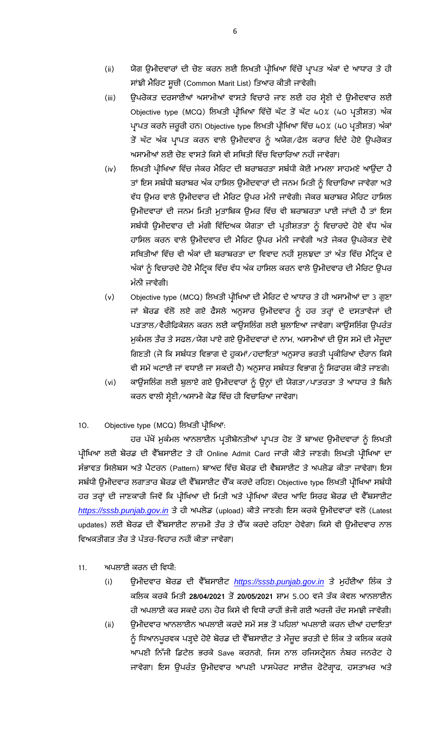(ii) ਯੋਗ ਉਮੀਦਵਾਰਾਂ ਦੀ ਚੋਣ ਕਰਨ ਲਈ ਲਿਖਤੀ ਪ੍ਰੀਖਿਆ ਵਿੱਚੋਂ ਪ੍ਰਾਪਤ ਅੰਕਾਂ ਦੇ ਆਧਾਰ ਤੇ ਹੀ ਸਾਂਝੀ ਮੈਰਿਟ ਸੂਚੀ (Common Marit List) ਤਿਆਰ ਕੀਤੀ ਜਾਵੇਗੀ।

(iii) ਉਪਰੋਕਤ ਦਰਸਾਈਆਂ ਅਸਾਮੀਆਂ ਵਾਸਤੇ ਵਿਚਾਰੇ ਜਾਣ ਲਈ ਹਰ ਸ਼੍ਰੇਣੀ ਦੇ ਉਮੀਦਵਾਰ ਲਈ Objective type (MCQ) ਲਿਖਤੀ ਪ੍ਰੀਖਿਆ ਵਿੱਚੋਂ ਘੱਟ ਤੋਂ ਘੱਟ 40% (40 ਪ੍ਰਤੀਸ਼ਤ) ਅੰਕ ਪ੍ਰਾਪਤ ਕਰਨੇ ਜ਼ਰੂਰੀ ਹਨ। Objective type ਲਿਖਤੀ ਪ੍ਰੀਖਿਆ ਵਿੱਚ 40% (40 ਪ੍ਰਤੀਸ਼ਤ) ਅੰਕਾਂ ਤੋਂ ਘੱਟ ਅੰਕ ਪ੍ਰਾਪਤ ਕਰਨ ਵਾਲੇ ਉਮੀਦਵਾਰ ਨੂੰ ਅਯੋਗ/ਫੇਲ ਕਰਾਰ ਦਿੰਦੇ ਹੋਏ ਉਪਰੋਕਤ ਅਸਾਮੀਆਂ ਲਈ ਚੋਣ ਵਾਸਤੇ ਕਿਸੇ ਵੀ ਸਥਿਤੀ ਵਿੱਚ ਵਿਚਾਰਿਆ ਨਹੀਂ ਜਾਵੇਗਾ।

(iv) ਲਿਖਤੀ ਪ੍ਰੀਖਿਆ ਵਿੱਚ ਜੇਕਰ ਮੈਰਿਟ ਦੀ ਬਰਾਬਰਤਾ ਸਬੰਧੀ ਕੋਈ ਮਾਮਲਾ ਸਾਹਮਣੇ ਆਉਂਦਾ ਹੈ ਤਾਂ ਇਸ ਸਬੰਧੀ ਬਰਾਬਰ ਅੰਕ ਹਾਸਿਲ ਉਮੀਦਵਾਰਾਂ ਦੀ ਜਨਮ ਮਿਤੀ ਨੂੰ ਵਿਚਾਰਿਆ ਜਾਵੇਗਾ ਅਤੇ ਵੱਧ ਉਮਰ ਵਾਲੇ ਉਮੀਦਵਾਰ ਦੀ ਮੈਰਿਟ ਉਪਰ ਮੰਨੀ ਜਾਵੇਗੀ। ਜੇਕਰ ਬਰਾਬਰ ਮੈਰਿਟ ਹਾਸਿਲ ਉਮੀਦਵਾਰਾਂ ਦੀ ਜਨਮ ਮਿਤੀ ਮੁਤਾਬਿਕ ਉਮਰ ਵਿੱਚ ਵੀ ਬਰਾਬਰਤਾ ਪਾਈ ਜਾਂਦੀ ਹੈ ਤਾਂ ਇਸ ਸਬੰਧੀ ਉਮੀਦਵਾਰ ਦੀ ਮੰਗੀ ਵਿੱਦਿਅਕ ਯੋਗਤਾ ਦੀ ਪ੍ਰਤੀਸ਼ਤਤਾ ਨੂੰ ਵਿਚਾਰਦੇ ਹੋਏ ਵੱਧ ਅੰਕ ਹਾਸਿਲ ਕਰਨ ਵਾਲੇ ਉਮੀਦਵਾਰ ਦੀ ਮੈਰਿਟ ਉਪਰ ਮੰਨੀ ਜਾਵੇਗੀ ਅਤੇ ਜੇਕਰ ਉਪਰੋਕਤ ਦੋਵੇ ਸਥਿਤੀਆਂ ਵਿੱਚ ਵੀ ਅੰਕਾਂ ਦੀ ਬਰਾਬਰਤਾ ਦਾ ਵਿਵਾਦ ਨਹੀਂ ਸੁਲਝਦਾ ਤਾਂ ਅੰਤ ਵਿੱਚ ਮੈਟ੍ਰਿਕ ਦੇ ਅੰਕਾਂ ਨੂੰ ਵਿਚਾਰਦੇ ਹੋਏ ਮੈਟ੍ਰਿਕ ਵਿੱਚ ਵੱਧ ਅੰਕ ਹਾਸਿਲ ਕਰਨ ਵਾਲੇ ਉਮੀਦਵਾਰ ਦੀ ਮੈਰਿਟ ਉਪਰ ਮੰਨੀ ਜਾਵੇਗੀ।

(v) Objective type (MCQ) ਲਿਖਤੀ ਪ੍ਰੀਖਿਆ ਦੀ ਮੈਰਿਟ ਦੇ ਆਧਾਰ ਤੇ ਹੀ ਅਸਾਮੀਆਂ ਦਾ 3 ਗੁਣਾ ਜਾਂ ਬੋਰਡ ਵੱਲੋਂ ਲਏ ਗਏ ਫੈਸਲੇ ਅਨੁਸਾਰ ਉਮੀਦਵਾਰ ਨੂੰ ਹਰ ਤਰ੍ਹਾਂ ਦੇ ਦਸਤਾਵੇਜਾਂ ਦੀ ਪੜਤਾਲ/ਵੈਰੀਫਿਕੇਸ਼ਨ ਕਰਨ ਲਈ ਕਾਉਂਸਲਿੰਗ ਲਈ ਬੁਲਾਇਆ ਜਾਵੇਗਾ। ਕਾਉਂਸਲਿੰਗ ਉਪਰੰਤ ਮੁਕੰਮਲ ਤੌਰ ਤੇ ਸਫਲ/ਯੋਗ ਪਾਏ ਗਏ ਉਮੀਦਵਾਰਾਂ ਦੇ ਨਾਮ, ਅਸਾਮੀਆਂ ਦੀ ਉਸ ਸਮੇਂ ਦੀ ਮੌਜੂਦਾ ਗਿਣਤੀ (ਜੋ ਕਿ ਸਬੰਧਤ ਵਿਭਾਗ ਦੇ ਹੁਕਮਾਂ/ਹਦਾਇਤਾਂ ਅਨੁਸਾਰ ਭਰਤੀ ਪ੍ਰਕੀਰਿਆ ਦੌਰਾਨ ਕਿਸੇ ਵੀ ਸਮੇਂ ਘਟਾਈ ਜਾਂ ਵਧਾਈ ਜਾ ਸਕਦੀ ਹੈ) ਅਨੁਸਾਰ ਸਬੰਧਤ ਵਿਭਾਗ ਨੂੰ ਸਿਫਾਰਸ਼ ਕੀਤੇ ਜਾਣਗੇ।

(vi) ਕਾਉਂਸਲਿੰਗ ਲਈ ਬੁਲਾਏ ਗਏ ਉਮੀਦਵਾਰਾਂ ਨੂੰ ਉਨ੍ਹਾਂ ਦੀ ਯੋਗਤਾ/ਪਾਤਰਤਾ ਤੇ ਆਧਾਰ ਤੇ ਬਿਨੈ ਕਰਨ ਵਾਲੀ ਸ਼੍ਰੇਣੀ/ਅਸਾਮੀ ਕੋਡ ਵਿੱਚ ਹੀ ਵਿਚਾਰਿਆ ਜਾਵੇਗਾ।

10. Objective type (MCQ) ਲਿਖਤੀ ਪ੍ਰੀਖਿਆ:

ਹਰ ਪੱਖੋ ਮੁਕੰਮਲ ਆਨਲਾਈਨ ਪ੍ਰਤੀਬੇਨਤੀਆਂ ਪ੍ਰਾਪਤ ਹੋਣ ਤੋਂ ਬਾਅਦ ਉਮੀਦਵਾਰਾਂ ਨੂੰ ਲਿਖਤੀ ਪ੍ਰੀਖਿਆ ਲਈ ਬੋਰਡ ਦੀ ਵੈੱਬਸਾਈਟ ਤੇ ਹੀ Online Admit Card ਜਾਰੀ ਕੀਤੇ ਜਾਣਗੇ। ਲਿਖਤੀ ਪ੍ਰੀਖਿਆ ਦਾ ਸੰਭਾਵਤ ਸਿਲੇਬਸ ਅਤੇ ਪੈਟਰਨ (Pattern) ਬਾਅਦ ਵਿੱਚ ਬੋਰਡ ਦੀ ਵੈਬਸਾਈਟ ਤੇ ਅਪਲੋਡ ਕੀਤਾ ਜਾਵੇਗਾ। ਇਸ ਸਬੰਧੀ ਉਮੀਦਵਾਰ ਲਗਾਤਾਰ ਬੋਰਡ ਦੀ ਵੈੱਬਸਾਈਟ ਚੈੱਕ ਕਰਦੇ ਰਹਿਣ। Objective type ਲਿਖਤੀ ਪ੍ਰੀਖਿਆ ਸਬੰਧੀ ਹਰ ਤਰ੍ਹਾਂ ਦੀ ਜਾਣਕਾਰੀ ਜਿਵੇਂ ਕਿ ਪ੍ਰੀਖਿਆ ਦੀ ਮਿਤੀ ਅਤੇ ਪ੍ਰੀਖਿਆ ਕੇਂਦਰ ਆਦਿ ਸਿਰਫ ਬੋਰਡ ਦੀ ਵੈੱਬਸਾਈਟ *https://sssb.punjab.gov.in* ਤੇ ਹੀ ਅਪਲੋਡ (upload) ਕੀਤੇ ਜਾਣਗੇ। ਇਸ ਕਰਕੇ ਉਮੀਦਵਾਰਾਂ ਵਲੋਂ (Latest updates) ਲਈ ਬੋਰਡ ਦੀ ਵੈੱਬਸਾਈਟ ਲਾਜ਼ਮੀ ਤੌਰ ਤੇ ਚੈੱਕ ਕਰਦੇ ਰਹਿਣਾ ਹੋਵੇਗਾ। ਕਿਸੇ ਵੀ ਉਮੀਦਵਾਰ ਨਾਲ ਵਿਅਕਤੀਗਤ ਤੌਰ ਤੇ ਪੱਤਰ-ਵਿਹਾਰ ਨਹੀਂ ਕੀਤਾ ਜਾਵੇਗਾ।

11. ਅਪਲਾਈ ਕਰਨ ਦੀ ਵਿਧੀ:

(i) ਉਮੀਦਵਾਰ ਬੋਰਡ ਦੀ ਵੈੱਬਸਾਈਟ *https://sssb.punjab.gov.in* ਤੇ ਮੁਹੱਈਆ ਲਿੰਕ ਤੇ ਕਲਿਕ ਕਰਕੇ ਮਿਤੀ **28/04/2021** ਤੋਂ **20/05/2021** ਸ਼ਾਮ 5.00 ਵਜੇ ਤੱਕ ਕੇਵਲ ਆਨਲਾਈਨ ਹੀ ਅਪਲਾਈ ਕਰ ਸਕਦੇ ਹਨ। ਹੋਰ ਕਿਸੇ ਵੀ ਵਿਧੀ ਰਾਹੀਂ ਭੇਜੀ ਗਈ ਅਰਜ਼ੀ ਰੱਦ ਸਮਝੀ ਜਾਵੇਗੀ।

(ii) ਉਮੀਦਵਾਰ ਆਨਲਾਈਨ ਅਪਲਾਈ ਕਰਦੇ ਸਮੇਂ ਸਭ ਤੋਂ ਪਹਿਲਾਂ ਅਪਲਾਈ ਕਰਨ ਦੀਆਂ ਹਦਾਇਤਾਂ ਨੂੰ ਧਿਆਨਪੂਰਵਕ ਪੜ੍ਹਦੇ ਹੋਏ ਬੋਰਡ ਦੀ ਵੈੱਬਸਾਈਟ ਤੇ ਮੌਜੂਦ ਭਰਤੀ ਦੇ ਲਿੰਕ ਤੇ ਕਲਿਕ ਕਰਕੇ ਆਪਣੀ ਨਿੱਜੀ ਡਿਟੇਲ ਭਰਕੇ Save ਕਰਨਗੇ, ਜਿਸ ਨਾਲ ਰਜਿਸਟ੍ਰੇਸ਼ਨ ਨੰਬਰ ਜਨਰੇਟ ਹੋ ਜਾਵੇਗਾ। ਇਸ ਉਪਰੰਤ ਉਮੀਦਵਾਰ ਆਪਣੀ ਪਾਸਪੋਰਟ ਸਾਈਜ਼ ਫੋਟੋਗ੍ਰਾਫ, ਹਸਤਾਖ਼ਰ ਅਤੇ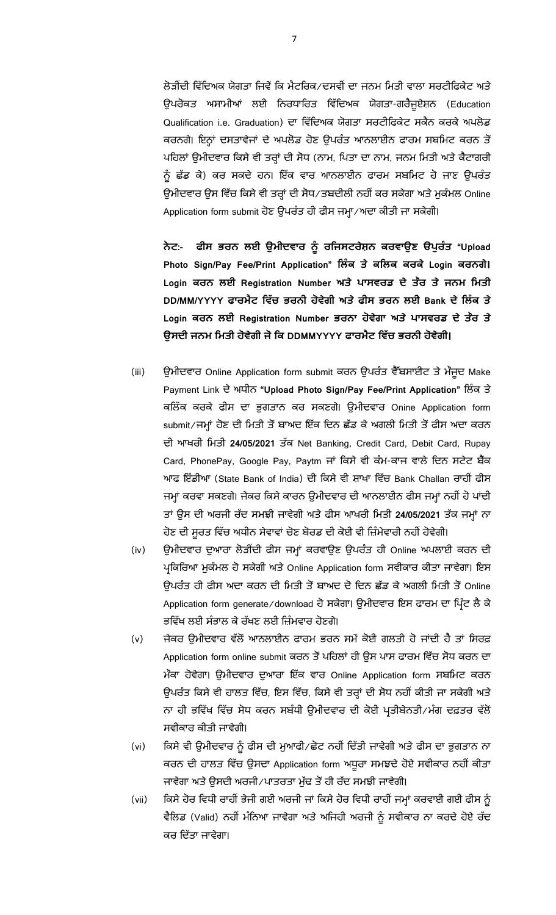ਲੋੜੀਂਦੀ ਵਿੱਦਿਅਕ ਯੋਗਤਾ ਜਿਵੇਂ ਕਿ ਮੈਟਰਿਕ/ਦਸਵੀਂ ਦਾ ਜਨਮ ਮਿਤੀ ਵਾਲਾ ਸਰਟੀਫਿਕੇਟ ਅਤੇ ਉਪਰੋਕਤ ਅਸਾਮੀਆਂ ਲਈ ਨਿਰਧਾਰਿਤ ਵਿੱਦਿਅਕ ਯੋਗਤਾ-ਗਰੈਜੂਏਸ਼ਨ (Education Qualification i.e. Graduation) ਦਾ ਵਿੱਦਿਅਕ ਯੋਗਤਾ ਸਰਟੀਫਿਕੇਟ ਸਕੈਨ ਕਰਕੇ ਅਪਲੋਡ ਕਰਨਗੇ। ਇਨ੍ਹਾਂ ਦਸਤਾਵੇਜਾਂ ਦੇ ਅਪਲੋਡ ਹੋਣ ਉਪਰੰਤ ਆਨਲਾਈਨ ਫਾਰਮ ਸਬਮਿਟ ਕਰਨ ਤੋਂ ਪਹਿਲਾਂ ਉਮੀਦਵਾਰ ਕਿਸੇ ਵੀ ਤਰ੍ਹਾਂ ਦੀ ਸੋਧ (ਨਾਮ, ਪਿਤਾ ਦਾ ਨਾਮ, ਜਨਮ ਮਿਤੀ ਅਤੇ ਕੈਟਾਗਰੀ ਨੂੰ ਛੱਡ ਕੇ) ਕਰ ਸਕਦੇ ਹਨ। ਇੱਕ ਵਾਰ ਆਨਲਾਈਨ ਫਾਰਮ ਸਬਮਿਟ ਹੋ ਜਾਣ ਉਪਰੰਤ ਉਮੀਦਵਾਰ ਉਸ ਵਿੱਚ ਕਿਸੇ ਵੀ ਤਰ੍ਹਾਂ ਦੀ ਸੋਧ/ਤਬਦੀਲੀ ਨਹੀਂ ਕਰ ਸਕੇਗਾ ਅਤੇ ਮੁਕੰਮਲ Online Application form submit ਹੋਣ ਉਪਰੰਤ ਹੀ ਫੀਸ ਜਮ੍ਹਾ/ਅਦਾ ਕੀਤੀ ਜਾ ਸਕੇਗੀ।

**ਨੋਟ:- ਫੀਸ ਭਰਨ ਲਈ ਉਮੀਦਵਾਰ ਨੂੰ ਰਜਿਸਟਰੇਸ਼ਨ ਕਰਵਾਉਣ ਉਪਰੰਤ "Upload Photo Sign/Pay Fee/Print Application" ਲਿੰਕ ਤੇ ਕਲਿਕ ਕਰਕੇ Login ਕਰਨਗੇ। Login ਕਰਨ ਲਈ Registration Number ਅਤੇ ਪਾਸਵਰਡ ਦੇ ਤੌਰ ਤੇ ਜਨਮ ਮਿਤੀ DD/MM/YYYY ਫਾਰਮੈਟ ਵਿੱਚ ਭਰਨੀ ਹੋਵੇਗੀ ਅਤੇ ਫੀਸ ਭਰਨ ਲਈ Bank ਦੇ ਲਿੰਕ ਤੇ Login ਕਰਨ ਲਈ Registration Number ਭਰਨਾ ਹੋਵੇਗਾ ਅਤੇ ਪਾਸਵਰਡ ਦੇ ਤੌਰ ਤੇ ਉਸਦੀ ਜਨਮ ਮਿਤੀ ਹੋਵੇਗੀ ਜੋ ਕਿ DDMMYYYY ਫਾਰਮੈਟ ਵਿੱਚ ਭਰਨੀ ਹੋਵੇਗੀ।**

(iii) ਉਮੀਦਵਾਰ Online Application form submit ਕਰਨ ਉਪਰੰਤ ਵੈੱਬਸਾਈਟ ਤੇ ਮੌਜੂਦ Make Payment Link ਦੇ ਅਧੀਨ **"Upload Photo Sign/Pay Fee/Print Application"** ਲਿੰਕ ਤੇ ਕਲਿੱਕ ਕਰਕੇ ਫੀਸ ਦਾ ਭੁਗਤਾਨ ਕਰ ਸਕਣਗੇ। ਉਮੀਦਵਾਰ Onine Application form submit/ਜਮ੍ਹਾਂ ਹੋਣ ਦੀ ਮਿਤੀ ਤੋਂ ਬਾਅਦ ਇੱਕ ਦਿਨ ਛੱਡ ਕੇ ਅਗਲੀ ਮਿਤੀ ਤੋਂ ਫੀਸ ਅਦਾ ਕਰਨ ਦੀ ਆਖਰੀ ਮਿਤੀ **24/05/2021** ਤੱਕ Net Banking, Credit Card, Debit Card, Rupay Card, PhonePay, Google Pay, Paytm ਜਾਂ ਕਿਸੇ ਵੀ ਕੰਮ-ਕਾਜ ਵਾਲੇ ਦਿਨ ਸਟੇਟ ਬੈਂਕ ਆਫ ਇੰਡੀਆ (State Bank of India) ਦੀ ਕਿਸੇ ਵੀ ਸ਼ਾਖਾ ਵਿੱਚ Bank Challan ਰਾਹੀਂ ਫੀਸ ਜਮ੍ਹਾਂ ਕਰਵਾ ਸਕਣਗੇ। ਜੇਕਰ ਕਿਸੇ ਕਾਰਨ ਉਮੀਦਵਾਰ ਦੀ ਆਨਲਾਈਨ ਫੀਸ ਜਮ੍ਹਾਂ ਨਹੀਂ ਹੋ ਪਾਂਦੀ ਤਾਂ ਉਸ ਦੀ ਅਰਜੀ ਰੱਦ ਸਮਝੀ ਜਾਵੇਗੀ ਅਤੇ ਫੀਸ ਆਖਰੀ ਮਿਤੀ **24/05/2021** ਤੱਕ ਜਮ੍ਹਾਂ ਨਾ ਹੋਣ ਦੀ ਸੂਰਤ ਵਿੱਚ ਅਧੀਨ ਸੇਵਾਵਾਂ ਚੋਣ ਬੋਰਡ ਦੀ ਕੋਈ ਵੀ ਜ਼ਿੰਮੇਵਾਰੀ ਨਹੀਂ ਹੋਵੇਗੀ।

(iv) ਉਮੀਦਵਾਰ ਦੁਆਰਾ ਲੋੜੀਂਦੀ ਫੀਸ ਜਮ੍ਹਾਂ ਕਰਵਾਉਣ ਉਪਰੰਤ ਹੀ Online ਅਪਲਾਈ ਕਰਨ ਦੀ ਪ੍ਰਕਿਰਿਆ ਮੁਕੰਮਲ ਹੋ ਸਕੇਗੀ ਅਤੇ Online Application form ਸਵੀਕਾਰ ਕੀਤਾ ਜਾਵੇਗਾ। ਇਸ ਉਪਰੰਤ ਹੀ ਫੀਸ ਅਦਾ ਕਰਨ ਦੀ ਮਿਤੀ ਤੋਂ ਬਾਅਦ ਦੋ ਦਿਨ ਛੱਡ ਕੇ ਅਗਲੀ ਮਿਤੀ ਤੋਂ Online Application form generate/download ਹੋ ਸਕੇਗਾ। ਉਮੀਦਵਾਰ ਇਸ ਫਾਰਮ ਦਾ ਪ੍ਰਿੰਟ ਲੈ ਕੇ ਭਵਿੱਖ ਲਈ ਸੰਭਾਲ ਕੇ ਰੱਖਣ ਲਈ ਜ਼ਿੰਮੇਵਾਰ ਹੋਣਗੇ।

(v) ਜੇਕਰ ਉਮੀਦਵਾਰ ਵੱਲੋਂ ਆਨਲਾਈਨ ਫਾਰਮ ਭਰਨ ਸਮੇਂ ਕੋਈ ਗਲਤੀ ਹੋ ਜਾਂਦੀ ਹੈ ਤਾਂ ਸਿਰਫ਼ Application form online submit ਕਰਨ ਤੋਂ ਪਹਿਲਾਂ ਹੀ ਉਸ ਪਾਸ ਫਾਰਮ ਵਿੱਚ ਸੋਧ ਕਰਨ ਦਾ ਮੌਕਾ ਹੋਵੇਗਾ। ਉਮੀਦਵਾਰ ਦੁਆਰਾ ਇੱਕ ਵਾਰ Online Application form ਸਬਮਿਟ ਕਰਨ ਉਪਰੰਤ ਕਿਸੇ ਵੀ ਹਾਲਤ ਵਿੱਚ, ਇਸ ਵਿੱਚ, ਕਿਸੇ ਵੀ ਤਰ੍ਹਾਂ ਦੀ ਸੋਧ ਨਹੀਂ ਕੀਤੀ ਜਾ ਸਕੇਗੀ ਅਤੇ ਨਾ ਹੀ ਭਵਿੱਖ ਵਿੱਚ ਸੋਧ ਕਰਨ ਸਬੰਧੀ ਉਮੀਦਵਾਰ ਦੀ ਕੋਈ ਪ੍ਰਤੀਬੇਨਤੀ/ਮੰਗ ਦਫ਼ਤਰ ਵੱਲੋਂ ਸਵੀਕਾਰ ਕੀਤੀ ਜਾਵੇਗੀ।

(vi) ਕਿਸੇ ਵੀ ਉਮੀਦਵਾਰ ਨੂੰ ਫੀਸ ਦੀ ਮੁਆਫੀ/ਛੋਟ ਨਹੀਂ ਦਿੱਤੀ ਜਾਵੇਗੀ ਅਤੇ ਫੀਸ ਦਾ ਭੁਗਤਾਨ ਨਾ ਕਰਨ ਦੀ ਹਾਲਤ ਵਿੱਚ ਉਸਦਾ Application form ਅਧੂਰਾ ਸਮਝਦੇ ਹੋਏ ਸਵੀਕਾਰ ਨਹੀਂ ਕੀਤਾ ਜਾਵੇਗਾ ਅਤੇ ਉਸਦੀ ਅਰਜੀ/ਪਾਤਰਤਾ ਮੁੱਢ ਤੋਂ ਹੀ ਰੱਦ ਸਮਝੀ ਜਾਵੇਗੀ।

(vii) ਕਿਸੇ ਹੋਰ ਵਿਧੀ ਰਾਹੀਂ ਭੇਜੀ ਗਈ ਅਰਜੀ ਜਾਂ ਕਿਸੇ ਹੋਰ ਵਿਧੀ ਰਾਹੀਂ ਜਮ੍ਹਾਂ ਕਰਵਾਈ ਗਈ ਫੀਸ ਨੂੰ ਵੈਲਿਡ (Valid) ਨਹੀਂ ਮੰਨਿਆ ਜਾਵੇਗਾ ਅਤੇ ਅਜਿਹੀ ਅਰਜੀ ਨੂੰ ਸਵੀਕਾਰ ਨਾ ਕਰਦੇ ਹੋਏ ਰੱਦ ਕਰ ਦਿੱਤਾ ਜਾਵੇਗਾ।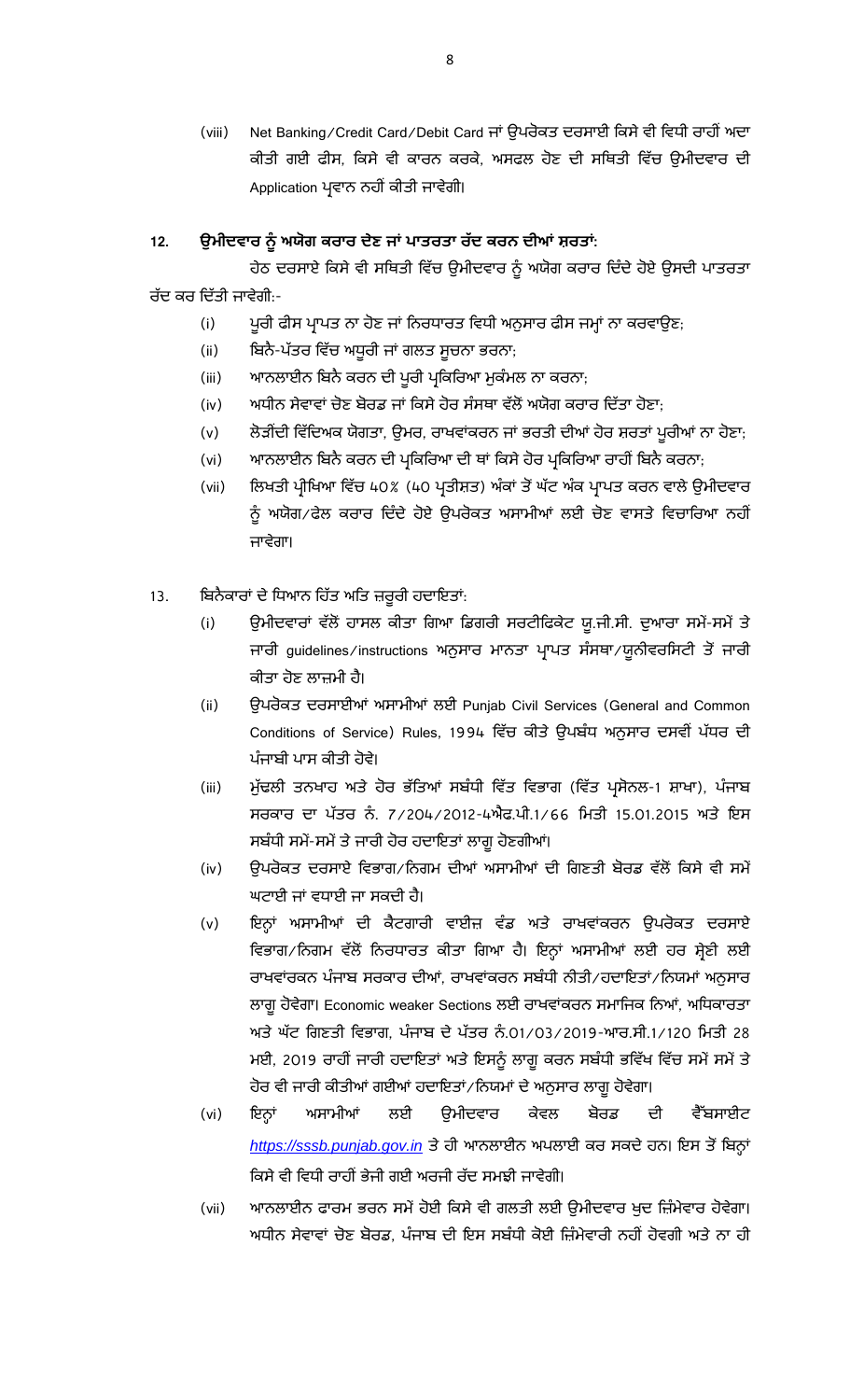(viii) Net Banking/Credit Card/Debit Card ਜਾਂ ਉਪਰੋਕਤ ਦਰਸਾਈ ਕਿਸੇ ਵੀ ਵਿਧੀ ਰਾਹੀਂ ਅਦਾ ਕੀਤੀ ਗਈ ਫੀਸ, ਕਿਸੇ ਵੀ ਕਾਰਨ ਕਰਕੇ, ਅਸਫਲ ਹੋਣ ਦੀ ਸਥਿਤੀ ਵਿੱਚ ਉਮੀਦਵਾਰ ਦੀ Application ਪ੍ਰਵਾਨ ਨਹੀਂ ਕੀਤੀ ਜਾਵੇਗੀ।

**12. ਉਮੀਦਵਾਰ ਨੂੰ ਅਯੋਗ ਕਰਾਰ ਦੇਣ ਜਾਂ ਪਾਤਰਤਾ ਰੱਦ ਕਰਨ ਦੀਆਂ ਸ਼ਰਤਾਂ:**

ਹੇਠ ਦਰਸਾਏ ਕਿਸੇ ਵੀ ਸਥਿਤੀ ਵਿੱਚ ਉਮੀਦਵਾਰ ਨੂੰ ਅਯੋਗ ਕਰਾਰ ਦਿੰਦੇ ਹੋਏ ਉਸਦੀ ਪਾਤਰਤਾ ਰੱਦ ਕਰ ਦਿੱਤੀ ਜਾਵੇਗੀ:-

(i) ਪੂਰੀ ਫੀਸ ਪ੍ਰਾਪਤ ਨਾ ਹੋਣ ਜਾਂ ਨਿਰਧਾਰਤ ਵਿਧੀ ਅਨੁਸਾਰ ਫੀਸ ਜਮ੍ਹਾਂ ਨਾ ਕਰਵਾਉਣ;

(ii) ਬਿਨੈ-ਪੱਤਰ ਵਿੱਚ ਅਧੂਰੀ ਜਾਂ ਗਲਤ ਸੂਚਨਾ ਭਰਨਾ;

(iii) ਆਨਲਾਈਨ ਬਿਨੈ ਕਰਨ ਦੀ ਪੂਰੀ ਪ੍ਰਕਿਰਿਆ ਮੁਕੰਮਲ ਨਾ ਕਰਨਾ;

(iv) ਅਧੀਨ ਸੇਵਾਵਾਂ ਚੋਣ ਬੋਰਡ ਜਾਂ ਕਿਸੇ ਹੋਰ ਸੰਸਥਾ ਵੱਲੋਂ ਅਯੋਗ ਕਰਾਰ ਦਿੱਤਾ ਹੋਣਾ;

(v) ਲੋੜੀਂਦੀ ਵਿੱਦਿਅਕ ਯੋਗਤਾ, ਉਮਰ, ਰਾਖਵਾਂਕਰਨ ਜਾਂ ਭਰਤੀ ਦੀਆਂ ਹੋਰ ਸ਼ਰਤਾਂ ਪੂਰੀਆਂ ਨਾ ਹੋਣਾ;

(vi) ਆਨਲਾਈਨ ਬਿਨੈ ਕਰਨ ਦੀ ਪ੍ਰਕਿਰਿਆ ਦੀ ਥਾਂ ਕਿਸੇ ਹੋਰ ਪ੍ਰਕਿਰਿਆ ਰਾਹੀਂ ਬਿਨੈ ਕਰਨਾ;

(vii) ਲਿਖਤੀ ਪ੍ਰੀਖਿਆ ਵਿੱਚ 40% (40 ਪ੍ਰਤੀਸ਼ਤ) ਅੰਕਾਂ ਤੋਂ ਘੱਟ ਅੰਕ ਪ੍ਰਾਪਤ ਕਰਨ ਵਾਲੇ ਉਮੀਦਵਾਰ ਨੂੰ ਅਯੋਗ/ਫੇਲ ਕਰਾਰ ਦਿੰਦੇ ਹੋਏ ਉਪਰੋਕਤ ਅਸਾਮੀਆਂ ਲਈ ਚੋਣ ਵਾਸਤੇ ਵਿਚਾਰਿਆ ਨਹੀਂ ਜਾਵੇਗਾ।

13. ਬਿਨੈਕਾਰਾਂ ਦੇ ਧਿਆਨ ਹਿੱਤ ਅਤਿ ਜ਼ਰੂਰੀ ਹਦਾਇਤਾਂ:

(i) ਉਮੀਦਵਾਰਾਂ ਵੱਲੋਂ ਹਾਸਲ ਕੀਤਾ ਗਿਆ ਡਿਗਰੀ ਸਰਟੀਫਿਕੇਟ ਯੂ.ਜੀ.ਸੀ. ਦੁਆਰਾ ਸਮੇਂ-ਸਮੇਂ ਤੇ ਜਾਰੀ guidelines/instructions ਅਨੁਸਾਰ ਮਾਨਤਾ ਪ੍ਰਾਪਤ ਸੰਸਥਾ/ਯੂਨੀਵਰਸਿਟੀ ਤੋਂ ਜਾਰੀ ਕੀਤਾ ਹੋਣ ਲਾਜ਼ਮੀ ਹੈ।

(ii) ਉਪਰੋਕਤ ਦਰਸਾਈਆਂ ਅਸਾਮੀਆਂ ਲਈ Punjab Civil Services (General and Common Conditions of Service) Rules, 1994 ਵਿੱਚ ਕੀਤੇ ਉਪਬੰਧ ਅਨੁਸਾਰ ਦਸਵੀਂ ਪੱਧਰ ਦੀ ਪੰਜਾਬੀ ਪਾਸ ਕੀਤੀ ਹੋਵੇ।

(iii) ਮੁੱਢਲੀ ਤਨਖਾਹ ਅਤੇ ਹੋਰ ਭੱਤਿਆਂ ਸਬੰਧੀ ਵਿੱਤ ਵਿਭਾਗ (ਵਿੱਤ ਪ੍ਰਸੋਨਲ-1 ਸ਼ਾਖਾ), ਪੰਜਾਬ ਸਰਕਾਰ ਦਾ ਪੱਤਰ ਨੰ. 7/204/2012-4ਐਫ.ਪੀ.1/66 ਮਿਤੀ 15.01.2015 ਅਤੇ ਇਸ ਸਬੰਧੀ ਸਮੇਂ-ਸਮੇਂ ਤੇ ਜਾਰੀ ਹੋਰ ਹਦਾਇਤਾਂ ਲਾਗੂ ਹੋਣਗੀਆਂ।

(iv) ਉਪਰੋਕਤ ਦਰਸਾਏ ਵਿਭਾਗ/ਨਿਗਮ ਦੀਆਂ ਅਸਾਮੀਆਂ ਦੀ ਗਿਣਤੀ ਬੋਰਡ ਵੱਲੋਂ ਕਿਸੇ ਵੀ ਸਮੇਂ ਘਟਾਈ ਜਾਂ ਵਧਾਈ ਜਾ ਸਕਦੀ ਹੈ।

(v) ਇਨ੍ਹਾਂ ਅਸਾਮੀਆਂ ਦੀ ਕੈਟਗਾਰੀ ਵਾਈਜ਼ ਵੰਡ ਅਤੇ ਰਾਖਵਾਂਕਰਨ ਉਪਰੋਕਤ ਦਰਸਾਏ ਵਿਭਾਗ/ਨਿਗਮ ਵੱਲੋਂ ਨਿਰਧਾਰਤ ਕੀਤਾ ਗਿਆ ਹੈ। ਇਨ੍ਹਾਂ ਅਸਾਮੀਆਂ ਲਈ ਹਰ ਸ਼੍ਰੇਣੀ ਲਈ ਰਾਖਵਾਂਕਰਨ ਪੰਜਾਬ ਸਰਕਾਰ ਦੀਆਂ, ਰਾਖਵਾਂਕਰਨ ਸਬੰਧੀ ਨੀਤੀ/ਹਦਾਇਤਾਂ/ਨਿਯਮਾਂ ਅਨੁਸਾਰ ਲਾਗੂ ਹੋਵੇਗਾ। Economic weaker Sections ਲਈ ਰਾਖਵਾਂਕਰਨ ਸਮਾਜਿਕ ਨਿਆਂ, ਅਧਿਕਾਰਤਾ ਅਤੇ ਘੱਟ ਗਿਣਤੀ ਵਿਭਾਗ, ਪੰਜਾਬ ਦੇ ਪੱਤਰ ਨੰ.01/03/2019-ਆਰ.ਸੀ.1/120 ਮਿਤੀ 28 ਮਈ, 2019 ਰਾਹੀਂ ਜਾਰੀ ਹਦਾਇਤਾਂ ਅਤੇ ਇਸਨੂੰ ਲਾਗੂ ਕਰਨ ਸਬੰਧੀ ਭਵਿੱਖ ਵਿੱਚ ਸਮੇਂ ਸਮੇਂ ਤੇ ਹੋਰ ਵੀ ਜਾਰੀ ਕੀਤੀਆਂ ਗਈਆਂ ਹਦਾਇਤਾਂ/ਨਿਯਮਾਂ ਦੇ ਅਨੁਸਾਰ ਲਾਗੂ ਹੋਵੇਗਾ।

(vi) ਇਨ੍ਹਾਂ ਅਸਾਮੀਆਂ ਲਈ ਉਮੀਦਵਾਰ ਕੇਵਲ ਬੋਰਡ ਦੀ ਵੈੱਬਸਾਈਟ *https://sssb.punjab.gov.in* ਤੇ ਹੀ ਆਨਲਾਈਨ ਅਪਲਾਈ ਕਰ ਸਕਦੇ ਹਨ। ਇਸ ਤੋਂ ਬਿਨ੍ਹਾਂ ਕਿਸੇ ਵੀ ਵਿਧੀ ਰਾਹੀਂ ਭੇਜੀ ਗਈ ਅਰਜੀ ਰੱਦ ਸਮਝੀ ਜਾਵੇਗੀ।

(vii) ਆਨਲਾਈਨ ਫਾਰਮ ਭਰਨ ਸਮੇਂ ਹੋਈ ਕਿਸੇ ਵੀ ਗਲਤੀ ਲਈ ਉਮੀਦਵਾਰ ਖੁਦ ਜ਼ਿੰਮੇਵਾਰ ਹੋਵੇਗਾ। ਅਧੀਨ ਸੇਵਾਵਾਂ ਚੋਣ ਬੋਰਡ, ਪੰਜਾਬ ਦੀ ਇਸ ਸਬੰਧੀ ਕੋਈ ਜ਼ਿੰਮੇਵਾਰੀ ਨਹੀਂ ਹੋਵਗੀ ਅਤੇ ਨਾ ਹੀ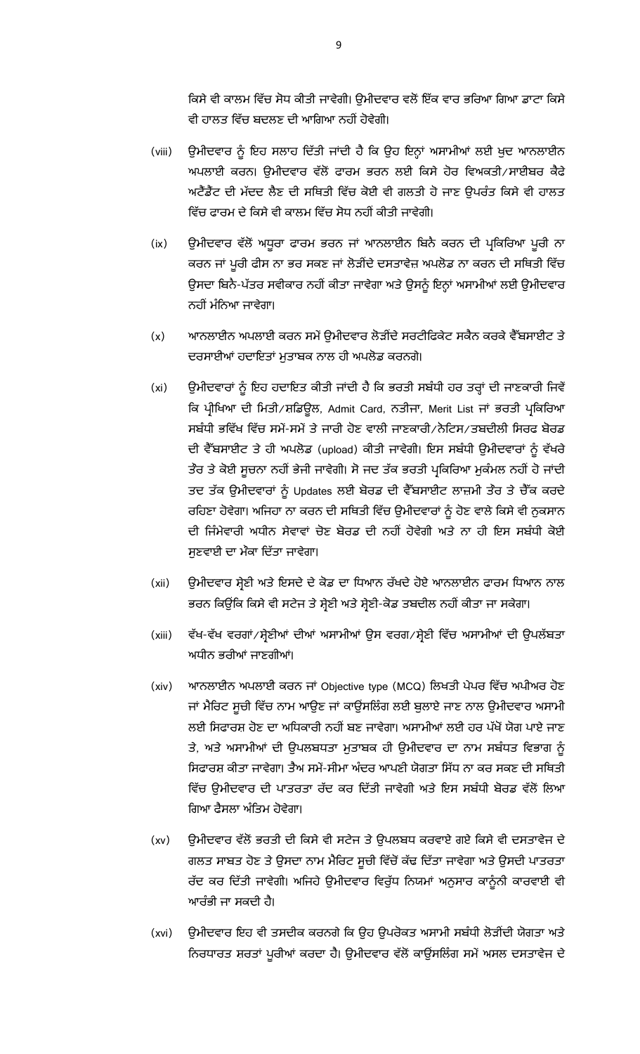ਕਿਸੇ ਵੀ ਕਾਲਮ ਵਿੱਚ ਸੋਧ ਕੀਤੀ ਜਾਵੇਗੀ। ਉਮੀਦਵਾਰ ਵਲੋਂ ਇੱਕ ਵਾਰ ਭਰਿਆ ਗਿਆ ਡਾਟਾ ਕਿਸੇ ਵੀ ਹਾਲਤ ਵਿੱਚ ਬਦਲਣ ਦੀ ਆਗਿਆ ਨਹੀਂ ਹੋਵੇਗੀ।

(viii) ਉਮੀਦਵਾਰ ਨੂੰ ਇਹ ਸਲਾਹ ਦਿੱਤੀ ਜਾਂਦੀ ਹੈ ਕਿ ਉਹ ਇਨ੍ਹਾਂ ਅਸਾਮੀਆਂ ਲਈ ਖੁਦ ਆਨਲਾਈਨ ਅਪਲਾਈ ਕਰਨ। ਉਮੀਦਵਾਰ ਵੱਲੋਂ ਫਾਰਮ ਭਰਨ ਲਈ ਕਿਸੇ ਹੋਰ ਵਿਅਕਤੀ/ਸਾਈਬਰ ਕੈਫੇ ਅਟੈਂਡੈਂਟ ਦੀ ਮੱਦਦ ਲੈਣ ਦੀ ਸਥਿਤੀ ਵਿੱਚ ਕੋਈ ਵੀ ਗਲਤੀ ਹੋ ਜਾਣ ਉਪਰੰਤ ਕਿਸੇ ਵੀ ਹਾਲਤ ਵਿੱਚ ਫਾਰਮ ਦੇ ਕਿਸੇ ਵੀ ਕਾਲਮ ਵਿੱਚ ਸੋਧ ਨਹੀਂ ਕੀਤੀ ਜਾਵੇਗੀ।

(ix) ਉਮੀਦਵਾਰ ਵੱਲੋਂ ਅਧੂਰਾ ਫਾਰਮ ਭਰਨ ਜਾਂ ਆਨਲਾਈਨ ਬਿਨੈ ਕਰਨ ਦੀ ਪ੍ਰਕਿਰਿਆ ਪੂਰੀ ਨਾ ਕਰਨ ਜਾਂ ਪੂਰੀ ਫੀਸ ਨਾ ਭਰ ਸਕਣ ਜਾਂ ਲੋੜੀਂਦੇ ਦਸਤਾਵੇਜ਼ ਅਪਲੋਡ ਨਾ ਕਰਨ ਦੀ ਸਥਿਤੀ ਵਿੱਚ ਉਸਦਾ ਬਿਨੈ-ਪੱਤਰ ਸਵੀਕਾਰ ਨਹੀਂ ਕੀਤਾ ਜਾਵੇਗਾ ਅਤੇ ਉਸਨੂੰ ਇਨ੍ਹਾਂ ਅਸਾਮੀਆਂ ਲਈ ਉਮੀਦਵਾਰ ਨਹੀਂ ਮੰਨਿਆ ਜਾਵੇਗਾ।

(x) ਆਨਲਾਈਨ ਅਪਲਾਈ ਕਰਨ ਸਮੇਂ ਉਮੀਦਵਾਰ ਲੋੜੀਂਦੇ ਸਰਟੀਫਿਕੇਟ ਸਕੈਨ ਕਰਕੇ ਵੈੱਬਸਾਈਟ ਤੇ ਦਰਸਾਈਆਂ ਹਦਾਇਤਾਂ ਮੁਤਾਬਕ ਨਾਲ ਹੀ ਅਪਲੋਡ ਕਰਨਗੇ।

(xi) ਉਮੀਦਵਾਰਾਂ ਨੂੰ ਇਹ ਹਦਾਇਤ ਕੀਤੀ ਜਾਂਦੀ ਹੈ ਕਿ ਭਰਤੀ ਸਬੰਧੀ ਹਰ ਤਰ੍ਹਾਂ ਦੀ ਜਾਣਕਾਰੀ ਜਿਵੇਂ ਕਿ ਪ੍ਰੀਖਿਆ ਦੀ ਮਿਤੀ/ਸ਼ਡਿਊਲ, Admit Card, ਨਤੀਜਾ, Merit List ਜਾਂ ਭਰਤੀ ਪ੍ਰਕਿਰਿਆ ਸਬੰਧੀ ਭਵਿੱਖ ਵਿੱਚ ਸਮੇਂ-ਸਮੇਂ ਤੇ ਜਾਰੀ ਹੋਣ ਵਾਲੀ ਜਾਣਕਾਰੀ/ਨੋਟਿਸ/ਤਬਦੀਲੀ ਸਿਰਫ ਬੋਰਡ ਦੀ ਵੈੱਬਸਾਈਟ ਤੇ ਹੀ ਅਪਲੋਡ (upload) ਕੀਤੀ ਜਾਵੇਗੀ। ਇਸ ਸਬੰਧੀ ਉਮੀਦਵਾਰਾਂ ਨੂੰ ਵੱਖਰੇ ਤੌਰ ਤੇ ਕੋਈ ਸੂਚਨਾ ਨਹੀਂ ਭੇਜੀ ਜਾਵੇਗੀ। ਸੋ ਜਦ ਤੱਕ ਭਰਤੀ ਪ੍ਰਕਿਰਿਆ ਮੁਕੰਮਲ ਨਹੀਂ ਹੋ ਜਾਂਦੀ ਤਦ ਤੱਕ ਉਮੀਦਵਾਰਾਂ ਨੂੰ Updates ਲਈ ਬੋਰਡ ਦੀ ਵੈੱਬਸਾਈਟ ਲਾਜ਼ਮੀ ਤੌਰ ਤੇ ਚੈੱਕ ਕਰਦੇ ਰਹਿਣਾ ਹੋਵੇਗਾ। ਅਜਿਹਾ ਨਾ ਕਰਨ ਦੀ ਸਥਿਤੀ ਵਿੱਚ ਉਮੀਦਵਾਰਾਂ ਨੂੰ ਹੋਣ ਵਾਲੇ ਕਿਸੇ ਵੀ ਨੁਕਸਾਨ ਦੀ ਜਿੰਮੇਵਾਰੀ ਅਧੀਨ ਸੇਵਾਵਾਂ ਚੋਣ ਬੋਰਡ ਦੀ ਨਹੀਂ ਹੋਵੇਗੀ ਅਤੇ ਨਾ ਹੀ ਇਸ ਸਬੰਧੀ ਕੋਈ ਸੁਣਵਾਈ ਦਾ ਮੌਕਾ ਦਿੱਤਾ ਜਾਵੇਗਾ।

(xii) ਉਮੀਦਵਾਰ ਸ਼੍ਰੇਣੀ ਅਤੇ ਇਸਦੇ ਦੇ ਕੋਡ ਦਾ ਧਿਆਨ ਰੱਖਦੇ ਹੋਏ ਆਨਲਾਈਨ ਫਾਰਮ ਧਿਆਨ ਨਾਲ ਭਰਨ ਕਿਉਂਕਿ ਕਿਸੇ ਵੀ ਸਟੇਜ ਤੇ ਸ਼੍ਰੇਣੀ ਅਤੇ ਸ਼੍ਰੇਣੀ-ਕੋਡ ਤਬਦੀਲ ਨਹੀਂ ਕੀਤਾ ਜਾ ਸਕੇਗਾ।

(xiii) ਵੱਖ-ਵੱਖ ਵਰਗਾਂ/ਸ਼੍ਰੇਣੀਆਂ ਦੀਆਂ ਅਸਾਮੀਆਂ ਉਸ ਵਰਗ/ਸ਼੍ਰੇਣੀ ਵਿੱਚ ਅਸਾਮੀਆਂ ਦੀ ਉਪਲੱਬਤਾ ਅਧੀਨ ਭਰੀਆਂ ਜਾਣਗੀਆਂ।

(xiv) ਆਨਲਾਈਨ ਅਪਲਾਈ ਕਰਨ ਜਾਂ Objective type (MCQ) ਲਿਖਤੀ ਪੇਪਰ ਵਿੱਚ ਅਪੀਅਰ ਹੋਣ ਜਾਂ ਮੈਰਿਟ ਸੂਚੀ ਵਿੱਚ ਨਾਮ ਆਉਣ ਜਾਂ ਕਾਊਂਸਲਿੰਗ ਲਈ ਬੁਲਾਏ ਜਾਣ ਨਾਲ ਉਮੀਦਵਾਰ ਅਸਾਮੀ ਲਈ ਸਿਫਾਰਸ਼ ਹੋਣ ਦਾ ਅਧਿਕਾਰੀ ਨਹੀਂ ਬਣ ਜਾਵੇਗਾ। ਅਸਾਮੀਆਂ ਲਈ ਹਰ ਪੱਖੋਂ ਯੋਗ ਪਾਏ ਜਾਣ ਤੇ, ਅਤੇ ਅਸਾਮੀਆਂ ਦੀ ਉਪਲਬਧਤਾ ਮੁਤਾਬਕ ਹੀ ਉਮੀਦਵਾਰ ਦਾ ਨਾਮ ਸਬੰਧਤ ਵਿਭਾਗ ਨੂੰ ਸਿਫਾਰਸ਼ ਕੀਤਾ ਜਾਵੇਗਾ। ਤੈਅ ਸਮੇਂ-ਸੀਮਾ ਅੰਦਰ ਆਪਣੀ ਯੋਗਤਾ ਸਿੱਧ ਨਾ ਕਰ ਸਕਣ ਦੀ ਸਥਿਤੀ ਵਿੱਚ ਉਮੀਦਵਾਰ ਦੀ ਪਾਤਰਤਾ ਰੱਦ ਕਰ ਦਿੱਤੀ ਜਾਵੇਗੀ ਅਤੇ ਇਸ ਸਬੰਧੀ ਬੋਰਡ ਵੱਲੋਂ ਲਿਆ ਗਿਆ ਫੈਸਲਾ ਅੰਤਿਮ ਹੋਵੇਗਾ।

(xv) ਉਮੀਦਵਾਰ ਵੱਲੋਂ ਭਰਤੀ ਦੀ ਕਿਸੇ ਵੀ ਸਟੇਜ ਤੇ ਉਪਲਬਧ ਕਰਵਾਏ ਗਏ ਕਿਸੇ ਵੀ ਦਸਤਾਵੇਜ ਦੇ ਗਲਤ ਸਾਬਤ ਹੋਣ ਤੇ ਉਸਦਾ ਨਾਮ ਮੈਰਿਟ ਸੂਚੀ ਵਿੱਚੋਂ ਕੱਢ ਦਿੱਤਾ ਜਾਵੇਗਾ ਅਤੇ ਉਸਦੀ ਪਾਤਰਤਾ ਰੱਦ ਕਰ ਦਿੱਤੀ ਜਾਵੇਗੀ। ਅਜਿਹੇ ਉਮੀਦਵਾਰ ਵਿਰੁੱਧ ਨਿਯਮਾਂ ਅਨੁਸਾਰ ਕਾਨੂੰਨੀ ਕਾਰਵਾਈ ਵੀ ਆਰੰਭੀ ਜਾ ਸਕਦੀ ਹੈ।

(xvi) ਉਮੀਦਵਾਰ ਇਹ ਵੀ ਤਸਦੀਕ ਕਰਨਗੇ ਕਿ ਉਹ ਉਪਰੋਕਤ ਅਸਾਮੀ ਸਬੰਧੀ ਲੋੜੀਂਦੀ ਯੋਗਤਾ ਅਤੇ ਨਿਰਧਾਰਤ ਸ਼ਰਤਾਂ ਪੂਰੀਆਂ ਕਰਦਾ ਹੈ। ਉਮੀਦਵਾਰ ਵੱਲੋਂ ਕਾਊਂਸਲਿੰਗ ਸਮੇਂ ਅਸਲ ਦਸਤਾਵੇਜ ਦੇ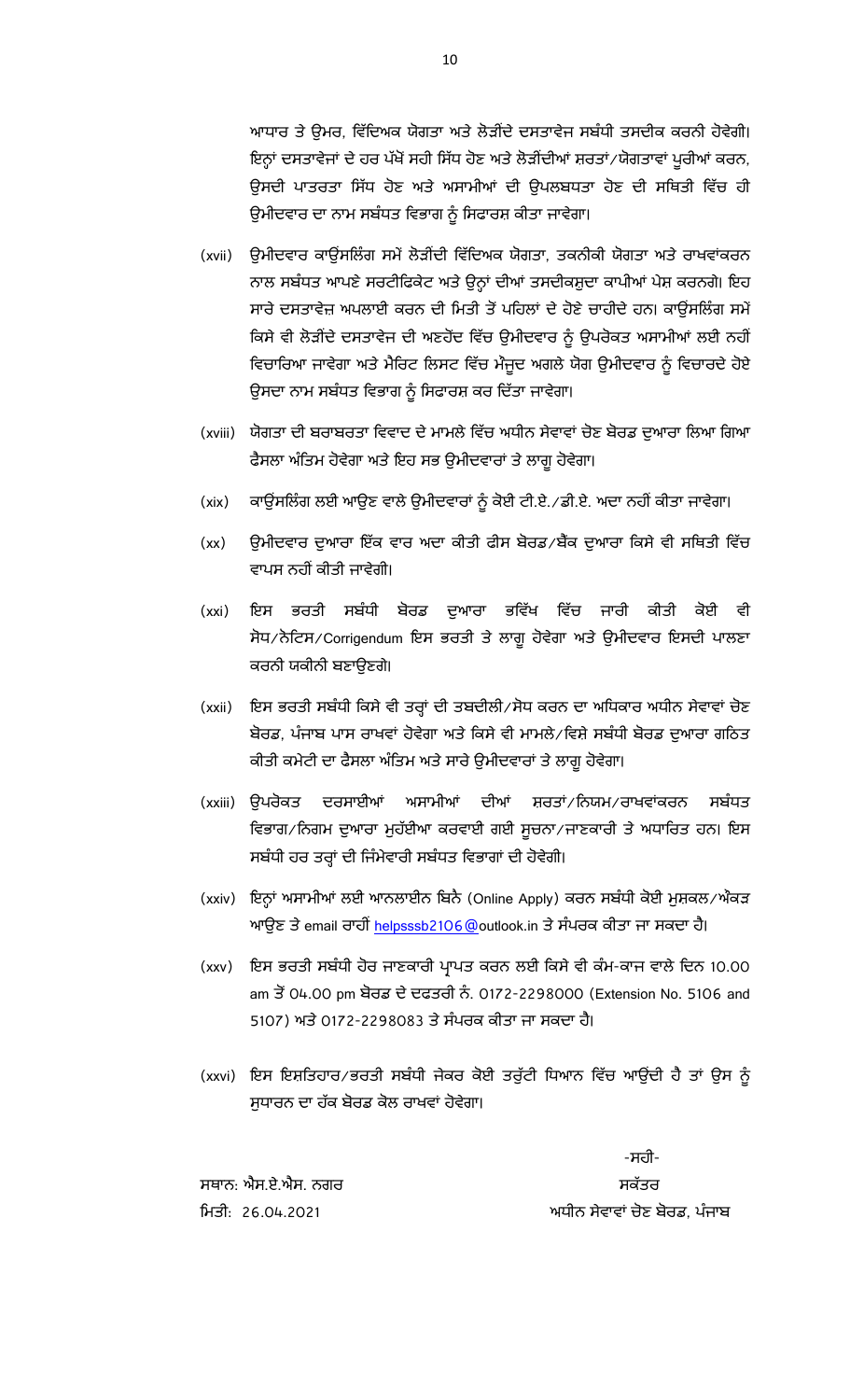ਆਧਾਰ ਤੇ ਉਮਰ, ਵਿੱਦਿਅਕ ਯੋਗਤਾ ਅਤੇ ਲੋੜੀਂਦੇ ਦਸਤਾਵੇਜ ਸਬੰਧੀ ਤਸਦੀਕ ਕਰਨੀ ਹੋਵੇਗੀ। ਇਨ੍ਹਾਂ ਦਸਤਾਵੇਜਾਂ ਦੇ ਹਰ ਪੱਖੋ ਸਹੀ ਸਿੱਧ ਹੋਣ ਅਤੇ ਲੋੜੀਂਦੀਆਂ ਸ਼ਰਤਾਂ/ਯੋਗਤਾਵਾਂ ਪੂਰੀਆਂ ਕਰਨ, ਉਸਦੀ ਪਾਤਰਤਾ ਸਿੱਧ ਹੋਣ ਅਤੇ ਅਸਾਮੀਆਂ ਦੀ ਉਪਲਬਧਤਾ ਹੋਣ ਦੀ ਸਥਿਤੀ ਵਿੱਚ ਹੀ ਉਮੀਦਵਾਰ ਦਾ ਨਾਮ ਸਬੰਧਤ ਵਿਭਾਗ ਨੂੰ ਸਿਫਾਰਸ਼ ਕੀਤਾ ਜਾਵੇਗਾ।

(xvii) ਉਮੀਦਵਾਰ ਕਾਊਂਸਲਿੰਗ ਸਮੇਂ ਲੋੜੀਂਦੀ ਵਿੱਦਿਅਕ ਯੋਗਤਾ, ਤਕਨੀਕੀ ਯੋਗਤਾ ਅਤੇ ਰਾਖਵਾਂਕਰਨ ਨਾਲ ਸਬੰਧਤ ਆਪਣੇ ਸਰਟੀਫਿਕੇਟ ਅਤੇ ਉਨ੍ਹਾਂ ਦੀਆਂ ਤਸਦੀਕਸ਼ੁਦਾ ਕਾਪੀਆਂ ਪੇਸ਼ ਕਰਨਗੇ। ਇਹ ਸਾਰੇ ਦਸਤਾਵੇਜ਼ ਅਪਲਾਈ ਕਰਨ ਦੀ ਮਿਤੀ ਤੋਂ ਪਹਿਲਾਂ ਦੇ ਹੋਣੇ ਚਾਹੀਦੇ ਹਨ। ਕਾਊਂਸਲਿੰਗ ਸਮੇਂ ਕਿਸੇ ਵੀ ਲੋੜੀਂਦੇ ਦਸਤਾਵੇਜ ਦੀ ਅਣਹੋਂਦ ਵਿੱਚ ਉਮੀਦਵਾਰ ਨੂੰ ਉਪਰੋਕਤ ਅਸਾਮੀਆਂ ਲਈ ਨਹੀਂ ਵਿਚਾਰਿਆ ਜਾਵੇਗਾ ਅਤੇ ਮੈਰਿਟ ਲਿਸਟ ਵਿੱਚ ਮੌਜੂਦ ਅਗਲੇ ਯੋਗ ਉਮੀਦਵਾਰ ਨੂੰ ਵਿਚਾਰਦੇ ਹੋਏ ਉਸਦਾ ਨਾਮ ਸਬੰਧਤ ਵਿਭਾਗ ਨੂੰ ਸਿਫਾਰਸ਼ ਕਰ ਦਿੱਤਾ ਜਾਵੇਗਾ।

(xviii) ਯੋਗਤਾ ਦੀ ਬਰਾਬਰਤਾ ਵਿਵਾਦ ਦੇ ਮਾਮਲੇ ਵਿੱਚ ਅਧੀਨ ਸੇਵਾਵਾਂ ਚੋਣ ਬੋਰਡ ਦੁਆਰਾ ਲਿਆ ਗਿਆ ਫੈਸਲਾ ਅੰਤਿਮ ਹੋਵੇਗਾ ਅਤੇ ਇਹ ਸਭ ਉਮੀਦਵਾਰਾਂ ਤੇ ਲਾਗੂ ਹੋਵੇਗਾ।

(xix) ਕਾਊਂਸਲਿੰਗ ਲਈ ਆਉਣ ਵਾਲੇ ਉਮੀਦਵਾਰਾਂ ਨੂੰ ਕੋਈ ਟੀ.ਏ./ਡੀ.ਏ. ਅਦਾ ਨਹੀਂ ਕੀਤਾ ਜਾਵੇਗਾ।

(xx) ਉਮੀਦਵਾਰ ਦੁਆਰਾ ਇੱਕ ਵਾਰ ਅਦਾ ਕੀਤੀ ਫੀਸ ਬੋਰਡ/ਬੈਂਕ ਦੁਆਰਾ ਕਿਸੇ ਵੀ ਸਥਿਤੀ ਵਿੱਚ ਵਾਪਸ ਨਹੀਂ ਕੀਤੀ ਜਾਵੇਗੀ।

(xxi) ਇਸ ਭਰਤੀ ਸਬੰਧੀ ਬੋਰਡ ਦੁਆਰਾ ਭਵਿੱਖ ਵਿੱਚ ਜਾਰੀ ਕੀਤੀ ਕੋਈ ਵੀ ਸੋਧ/ਨੋਟਿਸ/Corrigendum ਇਸ ਭਰਤੀ ਤੇ ਲਾਗੂ ਹੋਵੇਗਾ ਅਤੇ ਉਮੀਦਵਾਰ ਇਸਦੀ ਪਾਲਣਾ ਕਰਨੀ ਯਕੀਨੀ ਬਣਾਉਣਗੇ।

(xxii) ਇਸ ਭਰਤੀ ਸਬੰਧੀ ਕਿਸੇ ਵੀ ਤਰ੍ਹਾਂ ਦੀ ਤਬਦੀਲੀ/ਸੋਧ ਕਰਨ ਦਾ ਅਧਿਕਾਰ ਅਧੀਨ ਸੇਵਾਵਾਂ ਚੋਣ ਬੋਰਡ, ਪੰਜਾਬ ਪਾਸ ਰਾਖਵਾਂ ਹੋਵੇਗਾ ਅਤੇ ਕਿਸੇ ਵੀ ਮਾਮਲੇ/ਵਿਸ਼ੇ ਸਬੰਧੀ ਬੋਰਡ ਦੁਆਰਾ ਗਠਿਤ ਕੀਤੀ ਕਮੇਟੀ ਦਾ ਫੈਸਲਾ ਅੰਤਿਮ ਅਤੇ ਸਾਰੇ ਉਮੀਦਵਾਰਾਂ ਤੇ ਲਾਗੂ ਹੋਵੇਗਾ।

(xxiii) ਉਪਰੋਕਤ ਦਰਸਾਈਆਂ ਅਸਾਮੀਆਂ ਦੀਆਂ ਸ਼ਰਤਾਂ/ਨਿਯਮ/ਰਾਖਵਾਂਕਰਨ ਸਬੰਧਤ ਵਿਭਾਗ/ਨਿਗਮ ਦੁਆਰਾ ਮੁਹੱਈਆ ਕਰਵਾਈ ਗਈ ਸੂਚਨਾ/ਜਾਣਕਾਰੀ ਤੇ ਅਧਾਰਿਤ ਹਨ। ਇਸ ਸਬੰਧੀ ਹਰ ਤਰ੍ਹਾਂ ਦੀ ਜਿੰਮੇਵਾਰੀ ਸਬੰਧਤ ਵਿਭਾਗਾਂ ਦੀ ਹੋਵੇਗੀ।

(xxiv) ਇਨ੍ਹਾਂ ਅਸਾਮੀਆਂ ਲਈ ਆਨਲਾਈਨ ਬਿਨੈ (Online Apply) ਕਰਨ ਸਬੰਧੀ ਕੋਈ ਮੁਸ਼ਕਲ/ਔਕੜ ਆਉਣ ਤੇ email ਰਾਹੀਂ helpsssb2106@outlook.in ਤੇ ਸੰਪਰਕ ਕੀਤਾ ਜਾ ਸਕਦਾ ਹੈ।

(xxv) ਇਸ ਭਰਤੀ ਸਬੰਧੀ ਹੋਰ ਜਾਣਕਾਰੀ ਪ੍ਰਾਪਤ ਕਰਨ ਲਈ ਕਿਸੇ ਵੀ ਕੰਮ-ਕਾਜ ਵਾਲੇ ਦਿਨ 10.00 am ਤੋਂ 04.00 pm ਬੋਰਡ ਦੇ ਦਫਤਰੀ ਨੰ. 0172-2298000 (Extension No. 5106 and 5107) ਅਤੇ 0172-2298083 ਤੇ ਸੰਪਰਕ ਕੀਤਾ ਜਾ ਸਕਦਾ ਹੈ।

(xxvi) ਇਸ ਇਸ਼ਤਿਹਾਰ/ਭਰਤੀ ਸਬੰਧੀ ਜੇਕਰ ਕੋਈ ਤਰੁੱਟੀ ਧਿਆਨ ਵਿੱਚ ਆਉਂਦੀ ਹੈ ਤਾਂ ਉਸ ਨੂੰ ਸੁਧਾਰਨ ਦਾ ਹੱਕ ਬੋਰਡ ਕੋਲ ਰਾਖਵਾਂ ਹੋਵੇਗਾ।

-ਸਹੀ-

ਸਥਾਨ: ਐਸ.ਏ.ਐਸ. ਨਗਰ

ਮਿਤੀ: 26.04.2021

ਸਕੱਤਰ

ਅਧੀਨ ਸੇਵਾਵਾਂ ਚੋਣ ਬੋਰਡ, ਪੰਜਾਬ